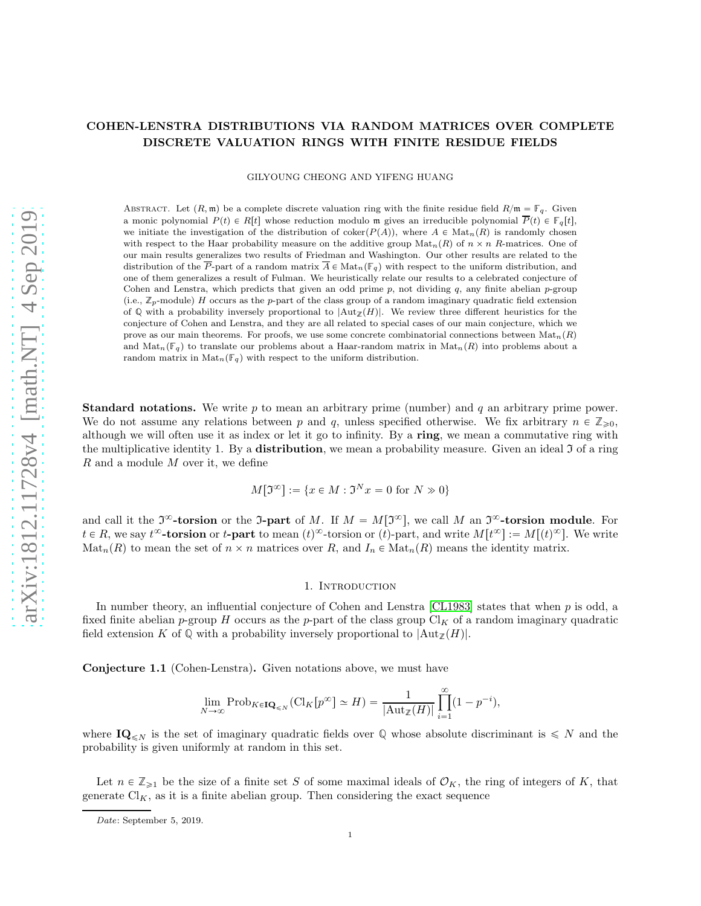# COHEN-LENSTRA DISTRIBUTIONS VIA RANDOM MATRICES OVER COMPLETE DISCRETE VALUATION RINGS WITH FINITE RESIDUE FIELDS

GILYOUNG CHEONG AND YIFENG HUANG

Abstract. Let $(R, \mathfrak{m})$ be a complete discrete valuation ring with the finite residue field $R/\mathfrak{m} = \mathbb{F}_q$. Given a monic polynomial $P(t) \in R[t]$ whose reduction modulo $\mathfrak{m}$ gives an irreducible polynomial $\overline{P}(t) \in \mathbb{F}_q[t]$, we initiate the investigation of the distribution of $\mathrm{coker}(P(A))$, where $A \in \mathrm{Mat}_n(R)$ is randomly chosen with respect to the Haar probability measure on the additive group $\mathrm{Mat}_n(R)$ of $n \times n$ $R$-matrices. One of our main results generalizes two results of Friedman and Washington. Our other results are related to the distribution of the $\overline{P}$-part of a random matrix $\overline{A} \in \mathrm{Mat}_n(\mathbb{F}_q)$ with respect to the uniform distribution, and one of them generalizes a result of Fulman. We heuristically relate our results to a celebrated conjecture of Cohen and Lenstra, which predicts that given an odd prime $p$, not dividing $q$, any finite abelian $p$-group (i.e., $\mathbb{Z}_p$-module) $H$ occurs as the $p$-part of the class group of a random imaginary quadratic field extension of $\mathbb{Q}$ with a probability inversely proportional to $|\mathrm{Aut}_{\mathbb{Z}}(H)|$. We review three different heuristics for the conjecture of Cohen and Lenstra, and they are all related to special cases of our main conjecture, which we prove as our main theorems. For proofs, we use some concrete combinatorial connections between $\mathrm{Mat}_n(R)$ and $\mathrm{Mat}_n(\mathbb{F}_q)$ to translate our problems about a Haar-random matrix in $\mathrm{Mat}_n(R)$ into problems about a random matrix in $\mathrm{Mat}_n(\mathbb{F}_q)$ with respect to the uniform distribution.

**Standard notations.** We write $p$ to mean an arbitrary prime (number) and $q$ an arbitrary prime power. We do not assume any relations between $p$ and $q$, unless specified otherwise. We fix arbitrary $n \in \mathbb{Z}_{\geqslant 0}$, although we will often use it as index or let it go to infinity. By a **ring**, we mean a commutative ring with the multiplicative identity 1. By a **distribution**, we mean a probability measure. Given an ideal $\mathfrak{I}$ of a ring $R$ and a module $M$ over it, we define

$$M[\mathfrak{I}^\infty] := \{x \in M : \mathfrak{I}^N x = 0 \text{ for } N \gg 0\}$$

and call it the $\mathfrak{I}^\infty$**-torsion** or the $\mathfrak{I}$**-part** of $M$. If $M = M[\mathfrak{I}^\infty]$, we call $M$ an $\mathfrak{I}^\infty$**-torsion module**. For $t \in R$, we say $t^\infty$**-torsion** or $t$**-part** to mean $(t)^\infty$-torsion or $(t)$-part, and write $M[t^\infty] := M[(t)^\infty]$. We write $\mathrm{Mat}_n(R)$ to mean the set of $n \times n$ matrices over $R$, and $I_n \in \mathrm{Mat}_n(R)$ means the identity matrix.

## 1. Introduction

In number theory, an influential conjecture of Cohen and Lenstra [CL1983] states that when $p$ is odd, a fixed finite abelian $p$-group $H$ occurs as the $p$-part of the class group $\mathrm{Cl}_K$ of a random imaginary quadratic field extension $K$ of $\mathbb{Q}$ with a probability inversely proportional to $|\mathrm{Aut}_{\mathbb{Z}}(H)|$.

**Conjecture 1.1** (Cohen-Lenstra)**.** Given notations above, we must have

$$\lim_{N \to \infty} \mathrm{Prob}_{K \in \mathbf{IQ}_{\leqslant N}}(\mathrm{Cl}_K[p^\infty] \simeq H) = \frac{1}{|\mathrm{Aut}_{\mathbb{Z}}(H)|} \prod_{i=1}^{\infty}(1 - p^{-i}),$$

where $\mathbf{IQ}_{\leqslant N}$ is the set of imaginary quadratic fields over $\mathbb{Q}$ whose absolute discriminant is $\leqslant N$ and the probability is given uniformly at random in this set.

Let $n \in \mathbb{Z}_{\geqslant 1}$ be the size of a finite set $S$ of some maximal ideals of $\mathcal{O}_K$, the ring of integers of $K$, that generate $\mathrm{Cl}_K$, as it is a finite abelian group. Then considering the exact sequence

---

Date: September 5, 2019.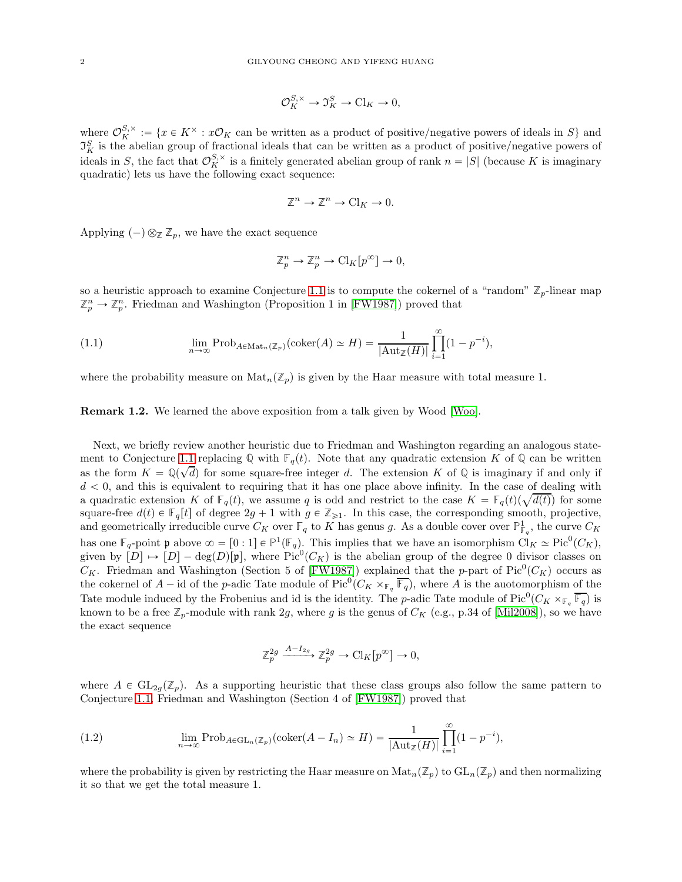$$\mathcal{O}_K^{S,\times} \to \mathfrak{I}_K^S \to \mathrm{Cl}_K \to 0,$$

where $\mathcal{O}_K^{S,\times} := \{x \in K^\times : x\mathcal{O}_K$ can be written as a product of positive/negative powers of ideals in $S\}$ and $\mathfrak{I}_K^S$ is the abelian group of fractional ideals that can be written as a product of positive/negative powers of ideals in $S$, the fact that $\mathcal{O}_K^{S,\times}$ is a finitely generated abelian group of rank $n = |S|$ (because $K$ is imaginary quadratic) lets us have the following exact sequence:

$$\mathbb{Z}^n \to \mathbb{Z}^n \to \mathrm{Cl}_K \to 0.$$

Applying $(-) \otimes_{\mathbb{Z}} \mathbb{Z}_p$, we have the exact sequence

$$\mathbb{Z}_p^n \to \mathbb{Z}_p^n \to \mathrm{Cl}_K[p^\infty] \to 0,$$

so a heuristic approach to examine Conjecture 1.1 is to compute the cokernel of a "random" $\mathbb{Z}_p$-linear map $\mathbb{Z}_p^n \to \mathbb{Z}_p^n$. Friedman and Washington (Proposition 1 in [FW1987]) proved that

$$\lim_{n\to\infty} \mathrm{Prob}_{A \in \mathrm{Mat}_n(\mathbb{Z}_p)}(\mathrm{coker}(A) \simeq H) = \frac{1}{|\mathrm{Aut}_{\mathbb{Z}}(H)|} \prod_{i=1}^{\infty} (1 - p^{-i}), \tag{1.1}$$

where the probability measure on $\mathrm{Mat}_n(\mathbb{Z}_p)$ is given by the Haar measure with total measure 1.

**Remark 1.2.** We learned the above exposition from a talk given by Wood [Woo].

Next, we briefly review another heuristic due to Friedman and Washington regarding an analogous statement to Conjecture 1.1 replacing $\mathbb{Q}$ with $\mathbb{F}_q(t)$. Note that any quadratic extension $K$ of $\mathbb{Q}$ can be written as the form $K = \mathbb{Q}(\sqrt{d})$ for some square-free integer $d$. The extension $K$ of $\mathbb{Q}$ is imaginary if and only if $d < 0$, and this is equivalent to requiring that it has one place above infinity. In the case of dealing with a quadratic extension $K$ of $\mathbb{F}_q(t)$, we assume $q$ is odd and restrict to the case $K = \mathbb{F}_q(t)(\sqrt{d(t)})$ for some square-free $d(t) \in \mathbb{F}_q[t]$ of degree $2g+1$ with $g \in \mathbb{Z}_{\geqslant 1}$. In this case, the corresponding smooth, projective, and geometrically irreducible curve $C_K$ over $\mathbb{F}_q$ to $K$ has genus $g$. As a double cover over $\mathbb{P}^1_{\mathbb{F}_q}$, the curve $C_K$ has one $\mathbb{F}_q$-point $\mathfrak{p}$ above $\infty = [0:1] \in \mathbb{P}^1(\mathbb{F}_q)$. This implies that we have an isomorphism $\mathrm{Cl}_K \simeq \mathrm{Pic}^0(C_K)$, given by $[D] \mapsto [D] - \deg(D)[\mathfrak{p}]$, where $\mathrm{Pic}^0(C_K)$ is the abelian group of the degree 0 divisor classes on $C_K$. Friedman and Washington (Section 5 of [FW1987]) explained that the $p$-part of $\mathrm{Pic}^0(C_K)$ occurs as the cokernel of $A - \mathrm{id}$ of the $p$-adic Tate module of $\mathrm{Pic}^0(C_K \times_{\mathbb{F}_q} \overline{\mathbb{F}_q})$, where $A$ is the auotomorphism of the Tate module induced by the Frobenius and id is the identity. The $p$-adic Tate module of $\mathrm{Pic}^0(C_K \times_{\mathbb{F}_q} \overline{\mathbb{F}_q})$ is known to be a free $\mathbb{Z}_p$-module with rank $2g$, where $g$ is the genus of $C_K$ (e.g., p.34 of [Mil2008]), so we have the exact sequence

$$\mathbb{Z}_p^{2g} \xrightarrow{A - I_{2g}} \mathbb{Z}_p^{2g} \to \mathrm{Cl}_K[p^\infty] \to 0,$$

where $A \in \mathrm{GL}_{2g}(\mathbb{Z}_p)$. As a supporting heuristic that these class groups also follow the same pattern to Conjecture 1.1, Friedman and Washington (Section 4 of [FW1987]) proved that

$$\lim_{n\to\infty} \mathrm{Prob}_{A \in \mathrm{GL}_n(\mathbb{Z}_p)}(\mathrm{coker}(A - I_n) \simeq H) = \frac{1}{|\mathrm{Aut}_{\mathbb{Z}}(H)|} \prod_{i=1}^{\infty} (1 - p^{-i}), \tag{1.2}$$

where the probability is given by restricting the Haar measure on $\mathrm{Mat}_n(\mathbb{Z}_p)$ to $\mathrm{GL}_n(\mathbb{Z}_p)$ and then normalizing it so that we get the total measure 1.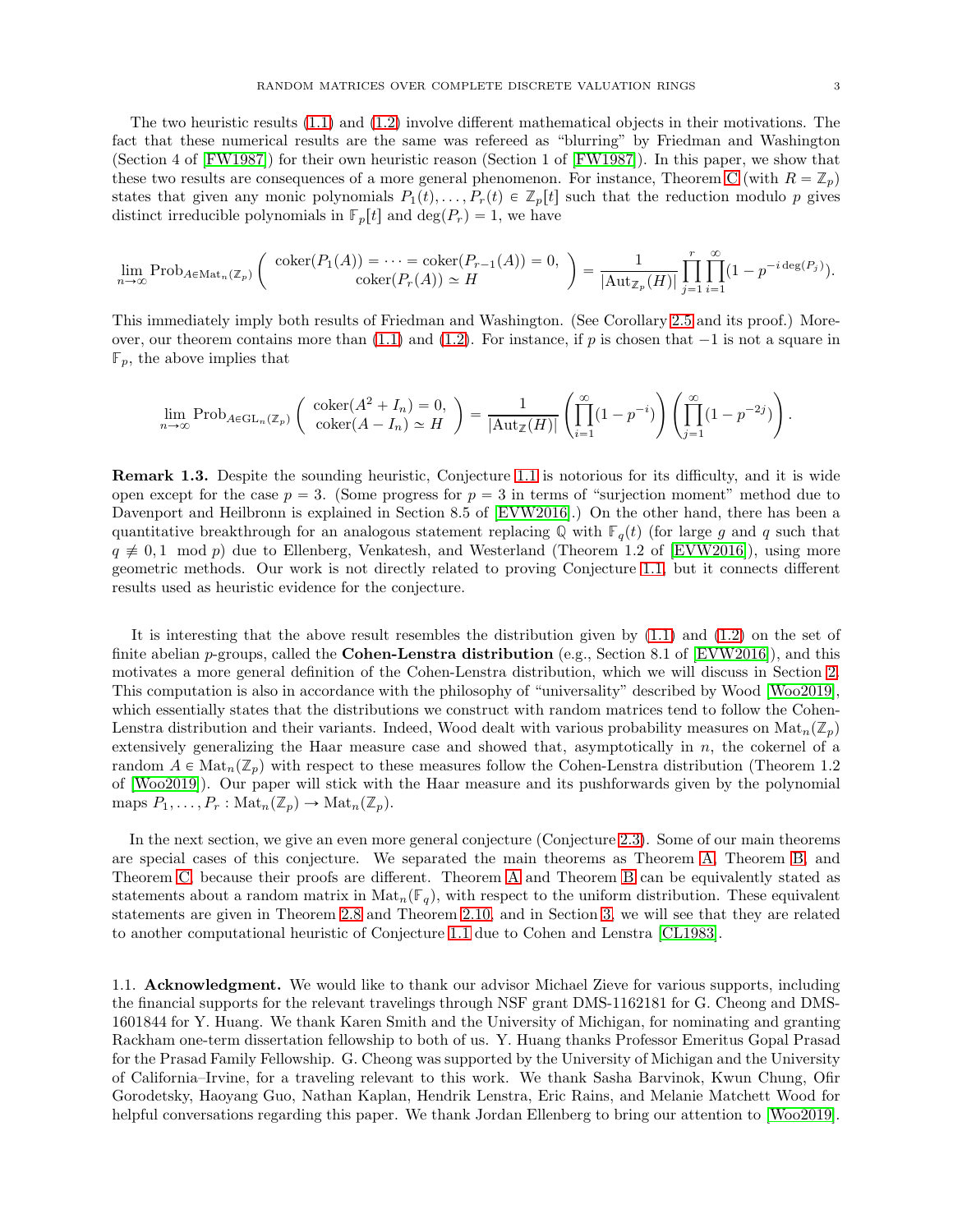The two heuristic results (1.1) and (1.2) involve different mathematical objects in their motivations. The fact that these numerical results are the same was refereed as "blurring" by Friedman and Washington (Section 4 of [FW1987]) for their own heuristic reason (Section 1 of [FW1987]). In this paper, we show that these two results are consequences of a more general phenomenon. For instance, Theorem C (with $R = \mathbb{Z}_p$) states that given any monic polynomials $P_1(t), \dots, P_r(t) \in \mathbb{Z}_p[t]$ such that the reduction modulo $p$ gives distinct irreducible polynomials in $\mathbb{F}_p[t]$ and $\deg(P_r) = 1$, we have

$$\lim_{n\to\infty} \mathrm{Prob}_{A\in \mathrm{Mat}_n(\mathbb{Z}_p)} \left( \begin{array}{c} \mathrm{coker}(P_1(A)) = \cdots = \mathrm{coker}(P_{r-1}(A)) = 0, \\ \mathrm{coker}(P_r(A)) \simeq H \end{array} \right) = \frac{1}{|\mathrm{Aut}_{\mathbb{Z}_p}(H)|} \prod_{j=1}^{r} \prod_{i=1}^{\infty} (1 - p^{-i \deg(P_j)}).$$

This immediately imply both results of Friedman and Washington. (See Corollary 2.5 and its proof.) Moreover, our theorem contains more than (1.1) and (1.2). For instance, if $p$ is chosen that $-1$ is not a square in $\mathbb{F}_p$, the above implies that

$$\lim_{n\to\infty} \mathrm{Prob}_{A\in \mathrm{GL}_n(\mathbb{Z}_p)} \left( \begin{array}{c} \mathrm{coker}(A^2 + I_n) = 0, \\ \mathrm{coker}(A - I_n) \simeq H \end{array} \right) = \frac{1}{|\mathrm{Aut}_{\mathbb{Z}}(H)|} \left( \prod_{i=1}^{\infty} (1 - p^{-i}) \right) \left( \prod_{j=1}^{\infty} (1 - p^{-2j}) \right).$$

**Remark 1.3.** Despite the sounding heuristic, Conjecture 1.1 is notorious for its difficulty, and it is wide open except for the case $p = 3$. (Some progress for $p = 3$ in terms of "surjection moment" method due to Davenport and Heilbronn is explained in Section 8.5 of [EVW2016].) On the other hand, there has been a quantitative breakthrough for an analogous statement replacing $\mathbb{Q}$ with $\mathbb{F}_q(t)$ (for large $g$ and $q$ such that $q \not\equiv 0, 1 \mod p$) due to Ellenberg, Venkatesh, and Westerland (Theorem 1.2 of [EVW2016]), using more geometric methods. Our work is not directly related to proving Conjecture 1.1, but it connects different results used as heuristic evidence for the conjecture.

It is interesting that the above result resembles the distribution given by (1.1) and (1.2) on the set of finite abelian $p$-groups, called the **Cohen-Lenstra distribution** (e.g., Section 8.1 of [EVW2016]), and this motivates a more general definition of the Cohen-Lenstra distribution, which we will discuss in Section 2. This computation is also in accordance with the philosophy of "universality" described by Wood [Woo2019], which essentially states that the distributions we construct with random matrices tend to follow the Cohen-Lenstra distribution and their variants. Indeed, Wood dealt with various probability measures on $\mathrm{Mat}_n(\mathbb{Z}_p)$ extensively generalizing the Haar measure case and showed that, asymptotically in $n$, the cokernel of a random $A \in \mathrm{Mat}_n(\mathbb{Z}_p)$ with respect to these measures follow the Cohen-Lenstra distribution (Theorem 1.2 of [Woo2019]). Our paper will stick with the Haar measure and its pushforwards given by the polynomial maps $P_1, \dots, P_r : \mathrm{Mat}_n(\mathbb{Z}_p) \to \mathrm{Mat}_n(\mathbb{Z}_p)$.

In the next section, we give an even more general conjecture (Conjecture 2.3). Some of our main theorems are special cases of this conjecture. We separated the main theorems as Theorem A, Theorem B, and Theorem C because their proofs are different. Theorem A and Theorem B can be equivalently stated as statements about a random matrix in $\mathrm{Mat}_n(\mathbb{F}_q)$, with respect to the uniform distribution. These equivalent statements are given in Theorem 2.8 and Theorem 2.10, and in Section 3, we will see that they are related to another computational heuristic of Conjecture 1.1 due to Cohen and Lenstra [CL1983].

## 1.1. Acknowledgment.

We would like to thank our advisor Michael Zieve for various supports, including the financial supports for the relevant travelings through NSF grant DMS-1162181 for G. Cheong and DMS-1601844 for Y. Huang. We thank Karen Smith and the University of Michigan, for nominating and granting Rackham one-term dissertation fellowship to both of us. Y. Huang thanks Professor Emeritus Gopal Prasad for the Prasad Family Fellowship. G. Cheong was supported by the University of Michigan and the University of California–Irvine, for a traveling relevant to this work. We thank Sasha Barvinok, Kwun Chung, Ofir Gorodetsky, Haoyang Guo, Nathan Kaplan, Hendrik Lenstra, Eric Rains, and Melanie Matchett Wood for helpful conversations regarding this paper. We thank Jordan Ellenberg to bring our attention to [Woo2019].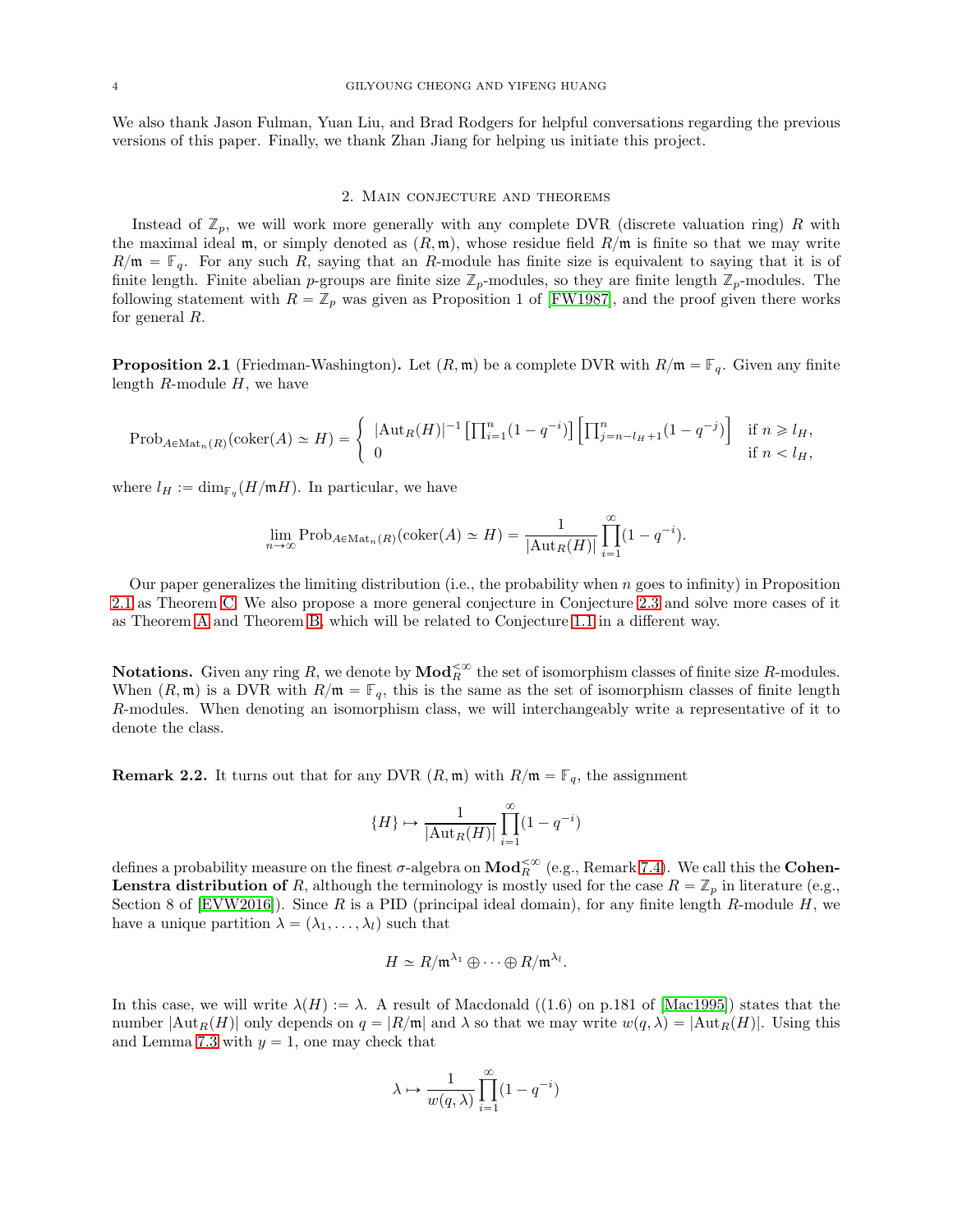We also thank Jason Fulman, Yuan Liu, and Brad Rodgers for helpful conversations regarding the previous versions of this paper. Finally, we thank Zhan Jiang for helping us initiate this project.

## 2. Main conjecture and theorems

Instead of $\mathbb{Z}_p$, we will work more generally with any complete DVR (discrete valuation ring) $R$ with the maximal ideal $\mathfrak{m}$, or simply denoted as $(R, \mathfrak{m})$, whose residue field $R/\mathfrak{m}$ is finite so that we may write $R/\mathfrak{m} = \mathbb{F}_q$. For any such $R$, saying that an $R$-module has finite size is equivalent to saying that it is of finite length. Finite abelian $p$-groups are finite size $\mathbb{Z}_p$-modules, so they are finite length $\mathbb{Z}_p$-modules. The following statement with $R = \mathbb{Z}_p$ was given as Proposition 1 of [FW1987], and the proof given there works for general $R$.

**Proposition 2.1** (Friedman-Washington)**.** Let $(R, \mathfrak{m})$ be a complete DVR with $R/\mathfrak{m} = \mathbb{F}_q$. Given any finite length $R$-module $H$, we have

$$\mathrm{Prob}_{A \in \mathrm{Mat}_n(R)}(\mathrm{coker}(A) \simeq H) = \begin{cases} |\mathrm{Aut}_R(H)|^{-1} \left[\prod_{i=1}^{n}(1 - q^{-i})\right] \left[\prod_{j=n-l_H+1}^{n}(1 - q^{-j})\right] & \text{if } n \geqslant l_H, \\ 0 & \text{if } n < l_H, \end{cases}$$

where $l_H := \dim_{\mathbb{F}_q}(H/\mathfrak{m}H)$. In particular, we have

$$\lim_{n \to \infty} \mathrm{Prob}_{A \in \mathrm{Mat}_n(R)}(\mathrm{coker}(A) \simeq H) = \frac{1}{|\mathrm{Aut}_R(H)|} \prod_{i=1}^{\infty}(1 - q^{-i}).$$

Our paper generalizes the limiting distribution (i.e., the probability when $n$ goes to infinity) in Proposition 2.1 as Theorem C. We also propose a more general conjecture in Conjecture 2.3 and solve more cases of it as Theorem A and Theorem B, which will be related to Conjecture 1.1 in a different way.

**Notations.** Given any ring $R$, we denote by $\mathbf{Mod}_R^{<\infty}$ the set of isomorphism classes of finite size $R$-modules. When $(R, \mathfrak{m})$ is a DVR with $R/\mathfrak{m} = \mathbb{F}_q$, this is the same as the set of isomorphism classes of finite length $R$-modules. When denoting an isomorphism class, we will interchangeably write a representative of it to denote the class.

**Remark 2.2.** It turns out that for any DVR $(R, \mathfrak{m})$ with $R/\mathfrak{m} = \mathbb{F}_q$, the assignment

$$\{H\} \mapsto \frac{1}{|\mathrm{Aut}_R(H)|} \prod_{i=1}^{\infty}(1 - q^{-i})$$

defines a probability measure on the finest $\sigma$-algebra on $\mathbf{Mod}_R^{<\infty}$ (e.g., Remark 7.4). We call this the **Cohen-Lenstra distribution of** $R$, although the terminology is mostly used for the case $R = \mathbb{Z}_p$ in literature (e.g., Section 8 of [EVW2016]). Since $R$ is a PID (principal ideal domain), for any finite length $R$-module $H$, we have a unique partition $\lambda = (\lambda_1, \dots, \lambda_l)$ such that

$$H \simeq R/\mathfrak{m}^{\lambda_1} \oplus \cdots \oplus R/\mathfrak{m}^{\lambda_l}.$$

In this case, we will write $\lambda(H) := \lambda$. A result of Macdonald ((1.6) on p.181 of [Mac1995]) states that the number $|\mathrm{Aut}_R(H)|$ only depends on $q = |R/\mathfrak{m}|$ and $\lambda$ so that we may write $w(q, \lambda) = |\mathrm{Aut}_R(H)|$. Using this and Lemma 7.3 with $y = 1$, one may check that

$$\lambda \mapsto \frac{1}{w(q, \lambda)} \prod_{i=1}^{\infty}(1 - q^{-i})$$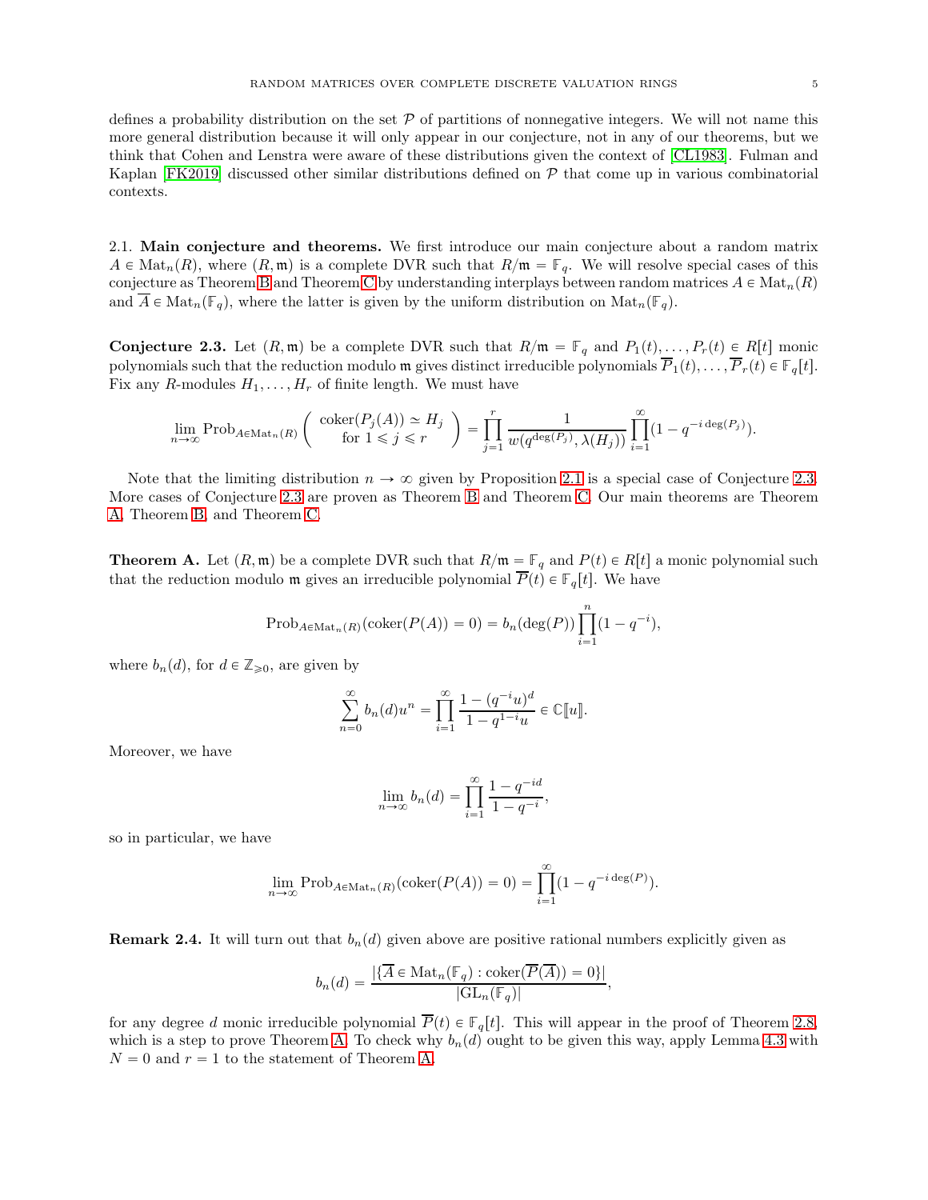defines a probability distribution on the set $\mathcal{P}$ of partitions of nonnegative integers. We will not name this more general distribution because it will only appear in our conjecture, not in any of our theorems, but we think that Cohen and Lenstra were aware of these distributions given the context of [CL1983]. Fulman and Kaplan [FK2019] discussed other similar distributions defined on $\mathcal{P}$ that come up in various combinatorial contexts.

### 2.1. Main conjecture and theorems.

We first introduce our main conjecture about a random matrix $A \in \mathrm{Mat}_n(R)$, where $(R, \mathfrak{m})$ is a complete DVR such that $R/\mathfrak{m} = \mathbb{F}_q$. We will resolve special cases of this conjecture as Theorem B and Theorem C by understanding interplays between random matrices $A \in \mathrm{Mat}_n(R)$ and $\overline{A} \in \mathrm{Mat}_n(\mathbb{F}_q)$, where the latter is given by the uniform distribution on $\mathrm{Mat}_n(\mathbb{F}_q)$.

**Conjecture 2.3.** Let $(R, \mathfrak{m})$ be a complete DVR such that $R/\mathfrak{m} = \mathbb{F}_q$ and $P_1(t), \dots, P_r(t) \in R[t]$ monic polynomials such that the reduction modulo $\mathfrak{m}$ gives distinct irreducible polynomials $\overline{P}_1(t), \dots, \overline{P}_r(t) \in \mathbb{F}_q[t]$. Fix any $R$-modules $H_1, \dots, H_r$ of finite length. We must have

$$\lim_{n \to \infty} \mathrm{Prob}_{A \in \mathrm{Mat}_n(R)} \left( \begin{array}{c} \mathrm{coker}(P_j(A)) \simeq H_j \\ \text{for } 1 \leqslant j \leqslant r \end{array} \right) = \prod_{j=1}^{r} \frac{1}{w(q^{\deg(P_j)}, \lambda(H_j))} \prod_{i=1}^{\infty} (1 - q^{-i \deg(P_j)}).$$

Note that the limiting distribution $n \to \infty$ given by Proposition 2.1 is a special case of Conjecture 2.3. More cases of Conjecture 2.3 are proven as Theorem B and Theorem C. Our main theorems are Theorem A, Theorem B, and Theorem C.

**Theorem A.** Let $(R, \mathfrak{m})$ be a complete DVR such that $R/\mathfrak{m} = \mathbb{F}_q$ and $P(t) \in R[t]$ a monic polynomial such that the reduction modulo $\mathfrak{m}$ gives an irreducible polynomial $\overline{P}(t) \in \mathbb{F}_q[t]$. We have

$$\mathrm{Prob}_{A \in \mathrm{Mat}_n(R)}(\mathrm{coker}(P(A)) = 0) = b_n(\deg(P)) \prod_{i=1}^{n} (1 - q^{-i}),$$

where $b_n(d)$, for $d \in \mathbb{Z}_{\geqslant 0}$, are given by

$$\sum_{n=0}^{\infty} b_n(d) u^n = \prod_{i=1}^{\infty} \frac{1 - (q^{-i}u)^d}{1 - q^{1-i}u} \in \mathbb{C}[\![u]\!].$$

Moreover, we have

$$\lim_{n \to \infty} b_n(d) = \prod_{i=1}^{\infty} \frac{1 - q^{-id}}{1 - q^{-i}},$$

so in particular, we have

$$\lim_{n \to \infty} \mathrm{Prob}_{A \in \mathrm{Mat}_n(R)}(\mathrm{coker}(P(A)) = 0) = \prod_{i=1}^{\infty} (1 - q^{-i \deg(P)}).$$

**Remark 2.4.** It will turn out that $b_n(d)$ given above are positive rational numbers explicitly given as

$$b_n(d) = \frac{|\{\overline{A} \in \mathrm{Mat}_n(\mathbb{F}_q) : \mathrm{coker}(\overline{P}(\overline{A})) = 0\}|}{|\mathrm{GL}_n(\mathbb{F}_q)|},$$

for any degree $d$ monic irreducible polynomial $\overline{P}(t) \in \mathbb{F}_q[t]$. This will appear in the proof of Theorem 2.8, which is a step to prove Theorem A. To check why $b_n(d)$ ought to be given this way, apply Lemma 4.3 with $N = 0$ and $r = 1$ to the statement of Theorem A.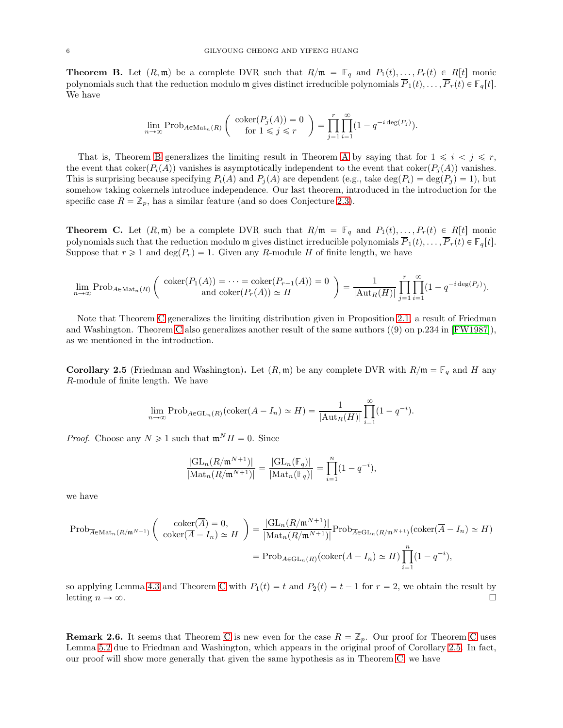**Theorem B.** Let $(R, \mathfrak{m})$ be a complete DVR such that $R/\mathfrak{m} = \mathbb{F}_q$ and $P_1(t), \ldots, P_r(t) \in R[t]$ monic polynomials such that the reduction modulo $\mathfrak{m}$ gives distinct irreducible polynomials $\overline{P}_1(t), \ldots, \overline{P}_r(t) \in \mathbb{F}_q[t]$. We have

$$\lim_{n \to \infty} \text{Prob}_{A \in \text{Mat}_n(R)} \left( \begin{array}{c} \text{coker}(P_j(A)) = 0 \\ \text{for } 1 \leqslant j \leqslant r \end{array} \right) = \prod_{j=1}^{r} \prod_{i=1}^{\infty} (1 - q^{-i \deg(P_j)}).$$

That is, Theorem B generalizes the limiting result in Theorem A by saying that for $1 \leqslant i < j \leqslant r$, the event that $\text{coker}(P_i(A))$ vanishes is asymptotically independent to the event that $\text{coker}(P_j(A))$ vanishes. This is surprising because specifying $P_i(A)$ and $P_j(A)$ are dependent (e.g., take $\deg(P_i) = \deg(P_j) = 1$), but somehow taking cokernels introduce independence. Our last theorem, introduced in the introduction for the specific case $R = \mathbb{Z}_p$, has a similar feature (and so does Conjecture 2.3).

**Theorem C.** Let $(R, \mathfrak{m})$ be a complete DVR such that $R/\mathfrak{m} = \mathbb{F}_q$ and $P_1(t), \ldots, P_r(t) \in R[t]$ monic polynomials such that the reduction modulo $\mathfrak{m}$ gives distinct irreducible polynomials $\overline{P}_1(t), \ldots, \overline{P}_r(t) \in \mathbb{F}_q[t]$. Suppose that $r \geqslant 1$ and $\deg(P_r) = 1$. Given any $R$-module $H$ of finite length, we have

$$\lim_{n \to \infty} \text{Prob}_{A \in \text{Mat}_n(R)} \left( \begin{array}{c} \text{coker}(P_1(A)) = \cdots = \text{coker}(P_{r-1}(A)) = 0 \\ \text{and } \text{coker}(P_r(A)) \simeq H \end{array} \right) = \frac{1}{|\text{Aut}_R(H)|} \prod_{j=1}^{r} \prod_{i=1}^{\infty} (1 - q^{-i \deg(P_j)}).$$

Note that Theorem C generalizes the limiting distribution given in Proposition 2.1, a result of Friedman and Washington. Theorem C also generalizes another result of the same authors ((9) on p.234 in [FW1987]), as we mentioned in the introduction.

**Corollary 2.5** (Friedman and Washington)**.** Let $(R, \mathfrak{m})$ be any complete DVR with $R/\mathfrak{m} = \mathbb{F}_q$ and $H$ any $R$-module of finite length. We have

$$\lim_{n \to \infty} \text{Prob}_{A \in \text{GL}_n(R)} (\text{coker}(A - I_n) \simeq H) = \frac{1}{|\text{Aut}_R(H)|} \prod_{i=1}^{\infty} (1 - q^{-i}).$$

*Proof.* Choose any $N \geqslant 1$ such that $\mathfrak{m}^N H = 0$. Since

$$\frac{|\text{GL}_n(R/\mathfrak{m}^{N+1})|}{|\text{Mat}_n(R/\mathfrak{m}^{N+1})|} = \frac{|\text{GL}_n(\mathbb{F}_q)|}{|\text{Mat}_n(\mathbb{F}_q)|} = \prod_{i=1}^{n} (1 - q^{-i}),$$

we have

$$\begin{aligned} \text{Prob}_{\overline{A} \in \text{Mat}_n(R/\mathfrak{m}^{N+1})} \left( \begin{array}{c} \text{coker}(\overline{A}) = 0, \\ \text{coker}(\overline{A} - I_n) \simeq H \end{array} \right) &= \frac{|\text{GL}_n(R/\mathfrak{m}^{N+1})|}{|\text{Mat}_n(R/\mathfrak{m}^{N+1})|} \text{Prob}_{\overline{A} \in \text{GL}_n(R/\mathfrak{m}^{N+1})} (\text{coker}(\overline{A} - I_n) \simeq H) \\ &= \text{Prob}_{A \in \text{GL}_n(R)} (\text{coker}(A - I_n) \simeq H) \prod_{i=1}^{n} (1 - q^{-i}), \end{aligned}$$

so applying Lemma 4.3 and Theorem C with $P_1(t) = t$ and $P_2(t) = t - 1$ for $r = 2$, we obtain the result by letting $n \to \infty$. $\square$

**Remark 2.6.** It seems that Theorem C is new even for the case $R = \mathbb{Z}_p$. Our proof for Theorem C uses Lemma 5.2 due to Friedman and Washington, which appears in the original proof of Corollary 2.5. In fact, our proof will show more generally that given the same hypothesis as in Theorem C, we have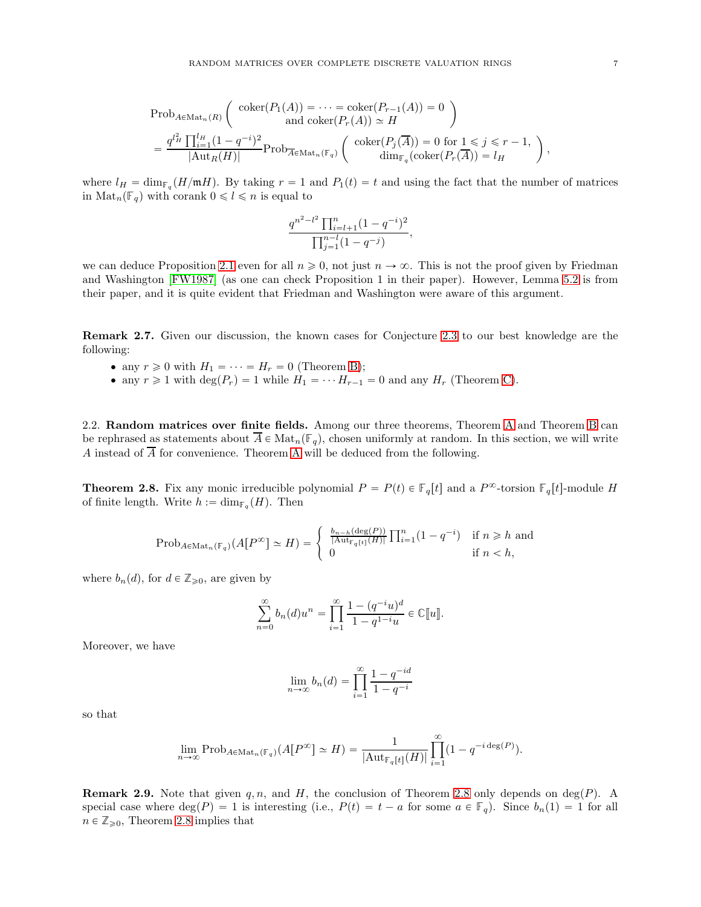$$\mathrm{Prob}_{A \in \mathrm{Mat}_n(R)} \left( \begin{array}{c} \mathrm{coker}(P_1(A)) = \cdots = \mathrm{coker}(P_{r-1}(A)) = 0 \\ \text{and } \mathrm{coker}(P_r(A)) \simeq H \end{array} \right)$$
$$= \frac{q^{l_H^2} \prod_{i=1}^{l_H} (1-q^{-i})^2}{|\mathrm{Aut}_R(H)|} \mathrm{Prob}_{\overline{A} \in \mathrm{Mat}_n(\mathbb{F}_q)} \left( \begin{array}{c} \mathrm{coker}(P_j(\overline{A})) = 0 \text{ for } 1 \leqslant j \leqslant r-1, \\ \dim_{\mathbb{F}_q}(\mathrm{coker}(P_r(\overline{A})) = l_H \end{array} \right),$$

where $l_H = \dim_{\mathbb{F}_q}(H/\mathfrak{m}H)$. By taking $r = 1$ and $P_1(t) = t$ and using the fact that the number of matrices in $\mathrm{Mat}_n(\mathbb{F}_q)$ with corank $0 \leqslant l \leqslant n$ is equal to

$$\frac{q^{n^2-l^2} \prod_{i=l+1}^{n} (1-q^{-i})^2}{\prod_{j=1}^{n-l} (1-q^{-j})},$$

we can deduce Proposition 2.1 even for all $n \geqslant 0$, not just $n \to \infty$. This is not the proof given by Friedman and Washington [FW1987] (as one can check Proposition 1 in their paper). However, Lemma 5.2 is from their paper, and it is quite evident that Friedman and Washington were aware of this argument.

**Remark 2.7.** Given our discussion, the known cases for Conjecture 2.3 to our best knowledge are the following:

- any $r \geqslant 0$ with $H_1 = \cdots = H_r = 0$ (Theorem B);
- any $r \geqslant 1$ with $\deg(P_r) = 1$ while $H_1 = \cdots H_{r-1} = 0$ and any $H_r$ (Theorem C).

2.2. **Random matrices over finite fields.** Among our three theorems, Theorem A and Theorem B can be rephrased as statements about $\overline{A} \in \mathrm{Mat}_n(\mathbb{F}_q)$, chosen uniformly at random. In this section, we will write $A$ instead of $\overline{A}$ for convenience. Theorem A will be deduced from the following.

**Theorem 2.8.** Fix any monic irreducible polynomial $P = P(t) \in \mathbb{F}_q[t]$ and a $P^\infty$-torsion $\mathbb{F}_q[t]$-module $H$ of finite length. Write $h := \dim_{\mathbb{F}_q}(H)$. Then

$$\mathrm{Prob}_{A \in \mathrm{Mat}_n(\mathbb{F}_q)}(A[P^\infty] \simeq H) = \begin{cases} \frac{b_{n-h}(\deg(P))}{|\mathrm{Aut}_{\mathbb{F}_q[t]}(H)|} \prod_{i=1}^{n} (1-q^{-i}) & \text{if } n \geqslant h \text{ and} \\ 0 & \text{if } n < h, \end{cases}$$

where $b_n(d)$, for $d \in \mathbb{Z}_{\geqslant 0}$, are given by

$$\sum_{n=0}^{\infty} b_n(d) u^n = \prod_{i=1}^{\infty} \frac{1-(q^{-i}u)^d}{1-q^{1-i}u} \in \mathbb{C}[\![u]\!].$$

Moreover, we have

$$\lim_{n \to \infty} b_n(d) = \prod_{i=1}^{\infty} \frac{1-q^{-id}}{1-q^{-i}}$$

so that

$$\lim_{n \to \infty} \mathrm{Prob}_{A \in \mathrm{Mat}_n(\mathbb{F}_q)}(A[P^\infty] \simeq H) = \frac{1}{|\mathrm{Aut}_{\mathbb{F}_q[t]}(H)|} \prod_{i=1}^{\infty} (1-q^{-i \deg(P)}).$$

**Remark 2.9.** Note that given $q, n$, and $H$, the conclusion of Theorem 2.8 only depends on $\deg(P)$. A special case where $\deg(P) = 1$ is interesting (i.e., $P(t) = t - a$ for some $a \in \mathbb{F}_q$). Since $b_n(1) = 1$ for all $n \in \mathbb{Z}_{\geqslant 0}$, Theorem 2.8 implies that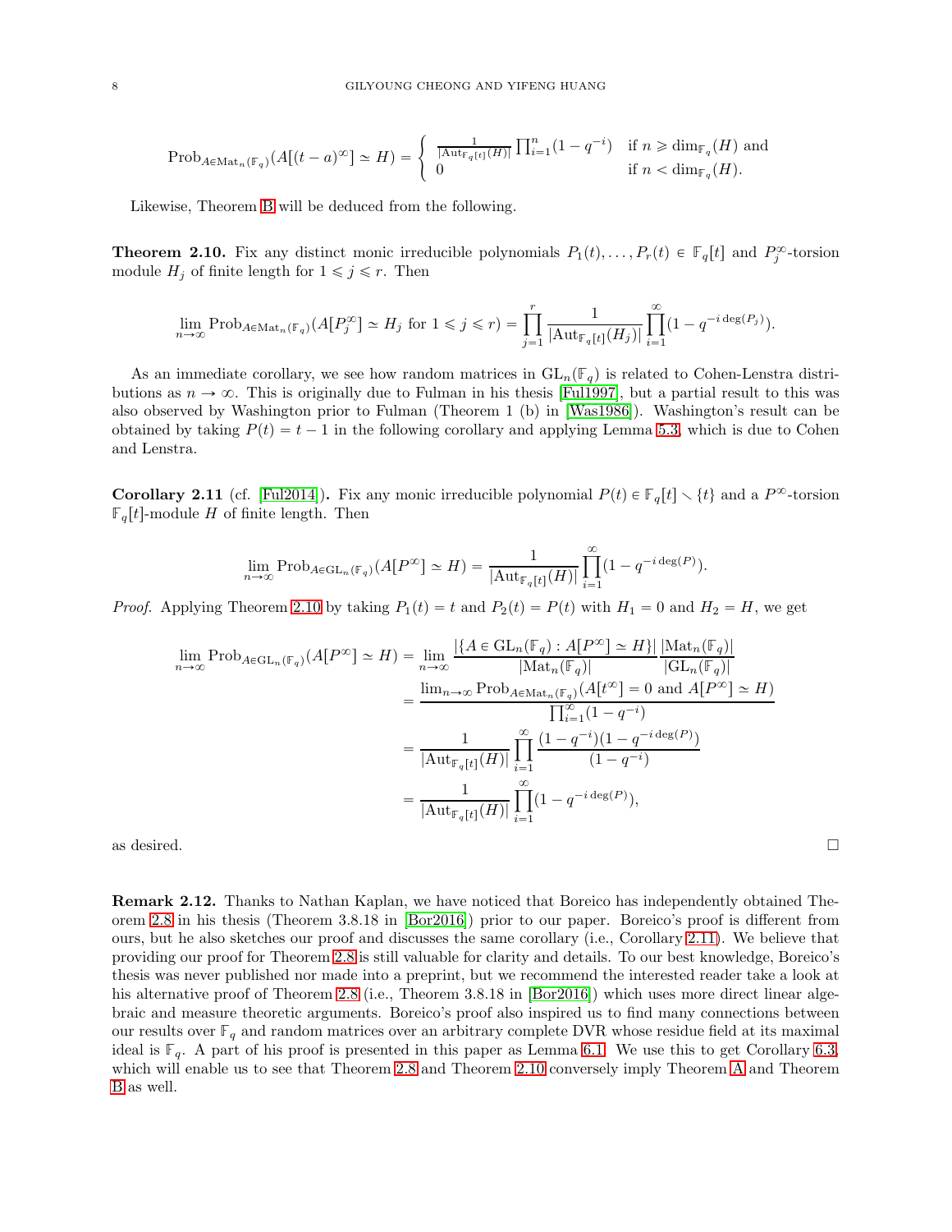$$\mathrm{Prob}_{A \in \mathrm{Mat}_n(\mathbb{F}_q)}(A[(t-a)^\infty] \simeq H) = \begin{cases} \frac{1}{|\mathrm{Aut}_{\mathbb{F}_q[t]}(H)|} \prod_{i=1}^n (1-q^{-i}) & \text{if } n \geqslant \dim_{\mathbb{F}_q}(H) \text{ and} \\ 0 & \text{if } n < \dim_{\mathbb{F}_q}(H). \end{cases}$$

Likewise, Theorem B will be deduced from the following.

**Theorem 2.10.** Fix any distinct monic irreducible polynomials $P_1(t), \dots, P_r(t) \in \mathbb{F}_q[t]$ and $P_j^\infty$-torsion module $H_j$ of finite length for $1 \leqslant j \leqslant r$. Then

$$\lim_{n\to\infty} \mathrm{Prob}_{A \in \mathrm{Mat}_n(\mathbb{F}_q)}(A[P_j^\infty] \simeq H_j \text{ for } 1 \leqslant j \leqslant r) = \prod_{j=1}^r \frac{1}{|\mathrm{Aut}_{\mathbb{F}_q[t]}(H_j)|} \prod_{i=1}^\infty (1 - q^{-i\deg(P_j)}).$$

As an immediate corollary, we see how random matrices in $\mathrm{GL}_n(\mathbb{F}_q)$ is related to Cohen-Lenstra distributions as $n \to \infty$. This is originally due to Fulman in his thesis [Ful1997], but a partial result to this was also observed by Washington prior to Fulman (Theorem 1 (b) in [Was1986]). Washington's result can be obtained by taking $P(t) = t - 1$ in the following corollary and applying Lemma 5.3, which is due to Cohen and Lenstra.

**Corollary 2.11** (cf. [Ful2014])**.** Fix any monic irreducible polynomial $P(t) \in \mathbb{F}_q[t] \smallsetminus \{t\}$ and a $P^\infty$-torsion $\mathbb{F}_q[t]$-module $H$ of finite length. Then

$$\lim_{n\to\infty} \mathrm{Prob}_{A \in \mathrm{GL}_n(\mathbb{F}_q)}(A[P^\infty] \simeq H) = \frac{1}{|\mathrm{Aut}_{\mathbb{F}_q[t]}(H)|} \prod_{i=1}^\infty (1 - q^{-i\deg(P)}).$$

*Proof.* Applying Theorem 2.10 by taking $P_1(t) = t$ and $P_2(t) = P(t)$ with $H_1 = 0$ and $H_2 = H$, we get

$$\begin{aligned}
\lim_{n\to\infty} \mathrm{Prob}_{A \in \mathrm{GL}_n(\mathbb{F}_q)}(A[P^\infty] \simeq H) &= \lim_{n\to\infty} \frac{|\{A \in \mathrm{GL}_n(\mathbb{F}_q) : A[P^\infty] \simeq H\}|}{|\mathrm{Mat}_n(\mathbb{F}_q)|} \frac{|\mathrm{Mat}_n(\mathbb{F}_q)|}{|\mathrm{GL}_n(\mathbb{F}_q)|} \\
&= \frac{\lim_{n\to\infty} \mathrm{Prob}_{A \in \mathrm{Mat}_n(\mathbb{F}_q)}(A[t^\infty] = 0 \text{ and } A[P^\infty] \simeq H)}{\prod_{i=1}^\infty (1-q^{-i})} \\
&= \frac{1}{|\mathrm{Aut}_{\mathbb{F}_q[t]}(H)|} \prod_{i=1}^\infty \frac{(1-q^{-i})(1-q^{-i\deg(P)})}{(1-q^{-i})} \\
&= \frac{1}{|\mathrm{Aut}_{\mathbb{F}_q[t]}(H)|} \prod_{i=1}^\infty (1-q^{-i\deg(P)}),
\end{aligned}$$

as desired. $\square$

**Remark 2.12.** Thanks to Nathan Kaplan, we have noticed that Boreico has independently obtained Theorem 2.8 in his thesis (Theorem 3.8.18 in [Bor2016]) prior to our paper. Boreico's proof is different from ours, but he also sketches our proof and discusses the same corollary (i.e., Corollary 2.11). We believe that providing our proof for Theorem 2.8 is still valuable for clarity and details. To our best knowledge, Boreico's thesis was never published nor made into a preprint, but we recommend the interested reader take a look at his alternative proof of Theorem 2.8 (i.e., Theorem 3.8.18 in [Bor2016]) which uses more direct linear algebraic and measure theoretic arguments. Boreico's proof also inspired us to find many connections between our results over $\mathbb{F}_q$ and random matrices over an arbitrary complete DVR whose residue field at its maximal ideal is $\mathbb{F}_q$. A part of his proof is presented in this paper as Lemma 6.1. We use this to get Corollary 6.3, which will enable us to see that Theorem 2.8 and Theorem 2.10 conversely imply Theorem A and Theorem B as well.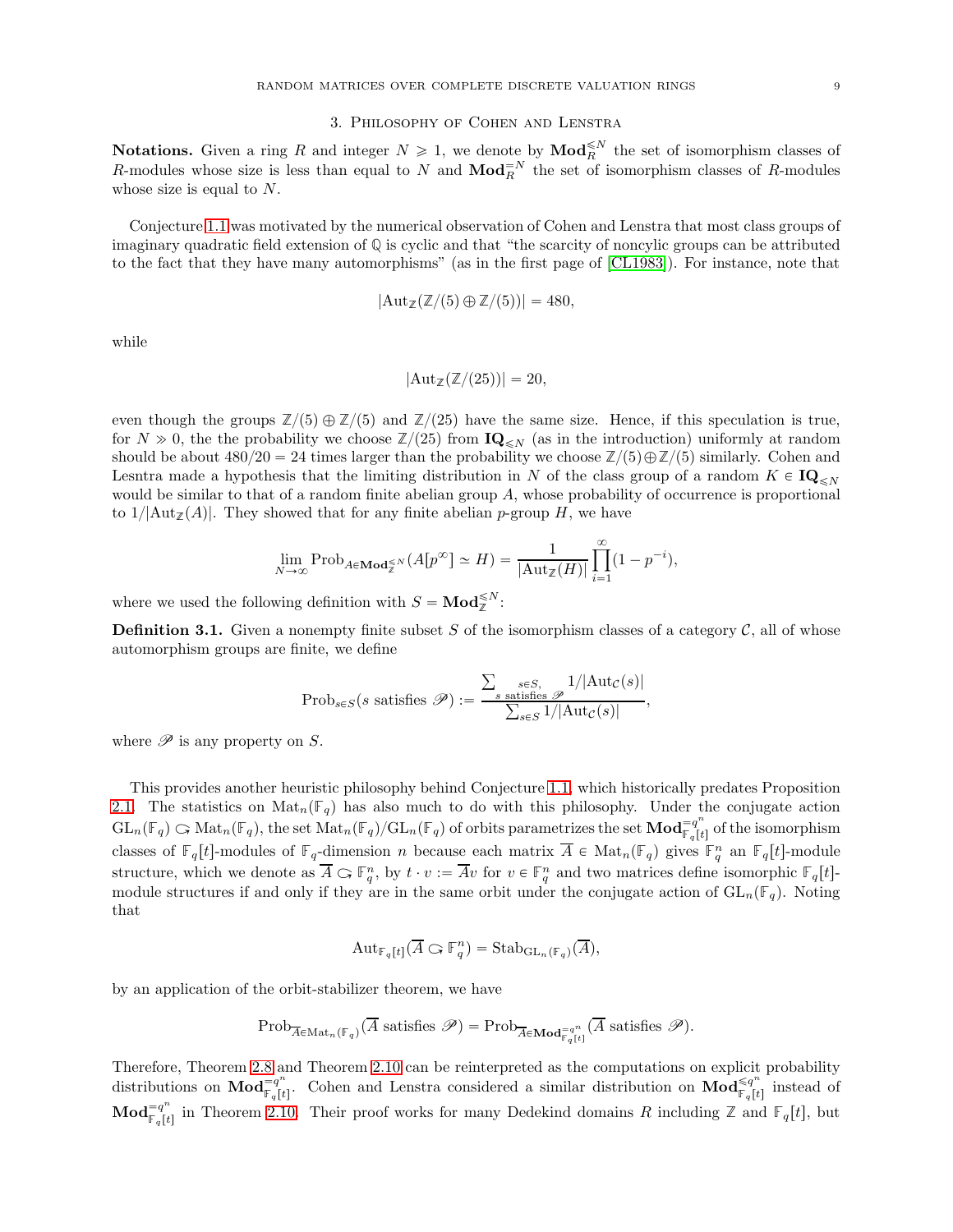## 3. Philosophy of Cohen and Lenstra

**Notations.** Given a ring $R$ and integer $N \geqslant 1$, we denote by $\mathbf{Mod}_R^{\leqslant N}$ the set of isomorphism classes of $R$-modules whose size is less than equal to $N$ and $\mathbf{Mod}_R^{=N}$ the set of isomorphism classes of $R$-modules whose size is equal to $N$.

Conjecture 1.1 was motivated by the numerical observation of Cohen and Lenstra that most class groups of imaginary quadratic field extension of $\mathbb{Q}$ is cyclic and that "the scarcity of noncylic groups can be attributed to the fact that they have many automorphisms" (as in the first page of [CL1983]). For instance, note that

$$|\mathrm{Aut}_{\mathbb{Z}}(\mathbb{Z}/(5) \oplus \mathbb{Z}/(5))| = 480,$$

while

$$|\mathrm{Aut}_{\mathbb{Z}}(\mathbb{Z}/(25))| = 20,$$

even though the groups $\mathbb{Z}/(5) \oplus \mathbb{Z}/(5)$ and $\mathbb{Z}/(25)$ have the same size. Hence, if this speculation is true, for $N \gg 0$, the the probability we choose $\mathbb{Z}/(25)$ from $\mathbf{IQ}_{\leqslant N}$ (as in the introduction) uniformly at random should be about $480/20 = 24$ times larger than the probability we choose $\mathbb{Z}/(5) \oplus \mathbb{Z}/(5)$ similarly. Cohen and Lesntra made a hypothesis that the limiting distribution in $N$ of the class group of a random $K \in \mathbf{IQ}_{\leqslant N}$ would be similar to that of a random finite abelian group $A$, whose probability of occurrence is proportional to $1/|\mathrm{Aut}_{\mathbb{Z}}(A)|$. They showed that for any finite abelian $p$-group $H$, we have

$$\lim_{N \to \infty} \mathrm{Prob}_{A \in \mathbf{Mod}_{\mathbb{Z}}^{\leqslant N}}(A[p^{\infty}] \simeq H) = \frac{1}{|\mathrm{Aut}_{\mathbb{Z}}(H)|} \prod_{i=1}^{\infty}(1 - p^{-i}),$$

where we used the following definition with $S = \mathbf{Mod}_{\mathbb{Z}}^{\leqslant N}$:

**Definition 3.1.** Given a nonempty finite subset $S$ of the isomorphism classes of a category $\mathcal{C}$, all of whose automorphism groups are finite, we define

$$\mathrm{Prob}_{s \in S}(s \text{ satisfies } \mathscr{P}) := \frac{\sum_{\substack{s \in S, \\ s \text{ satisfies } \mathscr{P}}} 1/|\mathrm{Aut}_{\mathcal{C}}(s)|}{\sum_{s \in S} 1/|\mathrm{Aut}_{\mathcal{C}}(s)|},$$

where $\mathscr{P}$ is any property on $S$.

This provides another heuristic philosophy behind Conjecture 1.1, which historically predates Proposition 2.1. The statistics on $\mathrm{Mat}_n(\mathbb{F}_q)$ has also much to do with this philosophy. Under the conjugate action $\mathrm{GL}_n(\mathbb{F}_q) \circlearrowright \mathrm{Mat}_n(\mathbb{F}_q)$, the set $\mathrm{Mat}_n(\mathbb{F}_q)/\mathrm{GL}_n(\mathbb{F}_q)$ of orbits parametrizes the set $\mathbf{Mod}_{\mathbb{F}_q[t]}^{=q^n}$ of the isomorphism classes of $\mathbb{F}_q[t]$-modules of $\mathbb{F}_q$-dimension $n$ because each matrix $\overline{A} \in \mathrm{Mat}_n(\mathbb{F}_q)$ gives $\mathbb{F}_q^n$ an $\mathbb{F}_q[t]$-module structure, which we denote as $\overline{A} \circlearrowright \mathbb{F}_q^n$, by $t \cdot v := \overline{A}v$ for $v \in \mathbb{F}_q^n$ and two matrices define isomorphic $\mathbb{F}_q[t]$-module structures if and only if they are in the same orbit under the conjugate action of $\mathrm{GL}_n(\mathbb{F}_q)$. Noting that

$$\mathrm{Aut}_{\mathbb{F}_q[t]}(\overline{A} \circlearrowright \mathbb{F}_q^n) = \mathrm{Stab}_{\mathrm{GL}_n(\mathbb{F}_q)}(\overline{A}),$$

by an application of the orbit-stabilizer theorem, we have

$$\mathrm{Prob}_{\overline{A} \in \mathrm{Mat}_n(\mathbb{F}_q)}(\overline{A} \text{ satisfies } \mathscr{P}) = \mathrm{Prob}_{\overline{A} \in \mathbf{Mod}_{\mathbb{F}_q[t]}^{=q^n}}(\overline{A} \text{ satisfies } \mathscr{P}).$$

Therefore, Theorem 2.8 and Theorem 2.10 can be reinterpreted as the computations on explicit probability distributions on $\mathbf{Mod}_{\mathbb{F}_q[t]}^{=q^n}$. Cohen and Lenstra considered a similar distribution on $\mathbf{Mod}_{\mathbb{F}_q[t]}^{\leqslant q^n}$ instead of $\mathbf{Mod}_{\mathbb{F}_q[t]}^{=q^n}$ in Theorem 2.10. Their proof works for many Dedekind domains $R$ including $\mathbb{Z}$ and $\mathbb{F}_q[t]$, but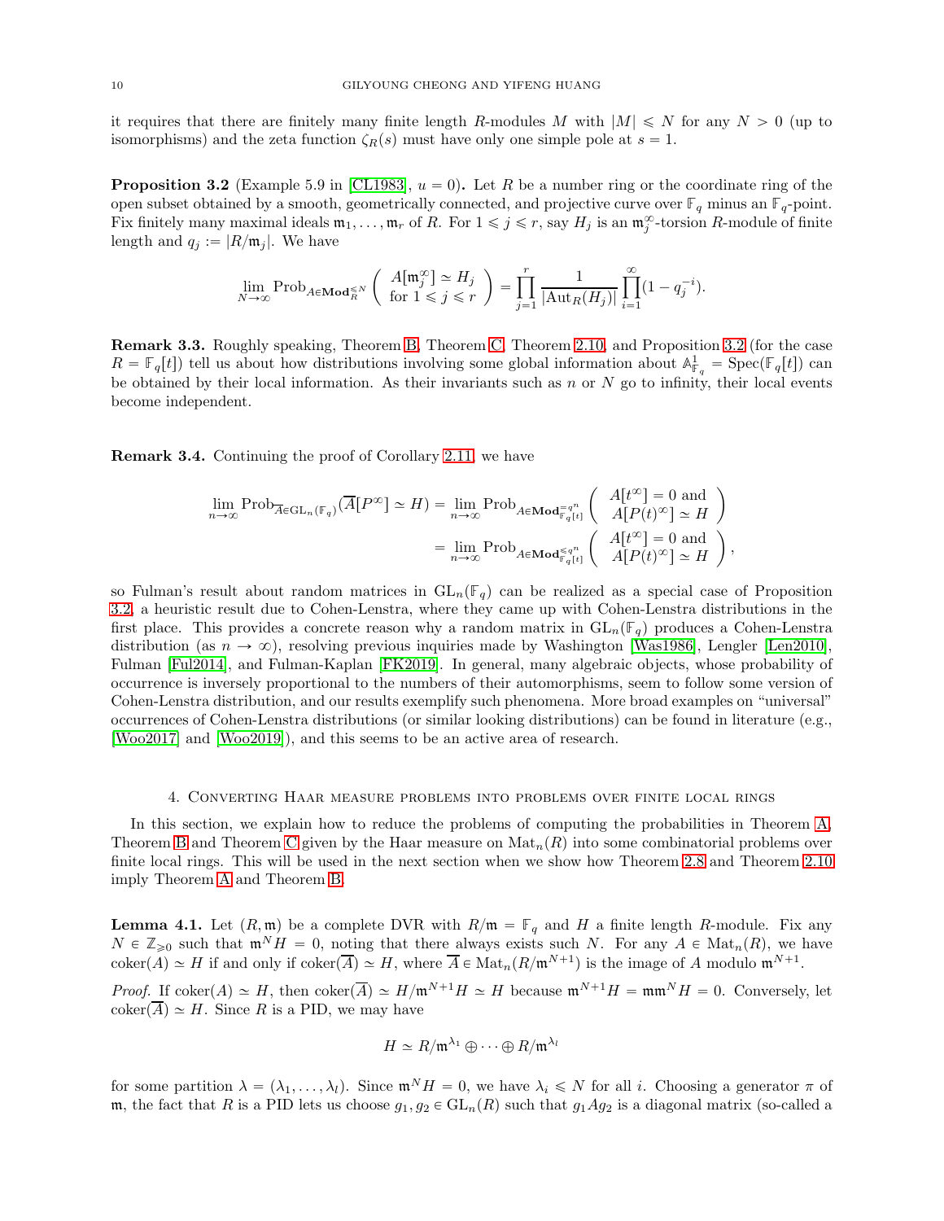it requires that there are finitely many finite length $R$-modules $M$ with $|M| \leqslant N$ for any $N > 0$ (up to isomorphisms) and the zeta function $\zeta_R(s)$ must have only one simple pole at $s = 1$.

**Proposition 3.2** (Example 5.9 in [CL1983], $u = 0$)**.** Let $R$ be a number ring or the coordinate ring of the open subset obtained by a smooth, geometrically connected, and projective curve over $\mathbb{F}_q$ minus an $\mathbb{F}_q$-point. Fix finitely many maximal ideals $\mathfrak{m}_1, \dots, \mathfrak{m}_r$ of $R$. For $1 \leqslant j \leqslant r$, say $H_j$ is an $\mathfrak{m}_j^\infty$-torsion $R$-module of finite length and $q_j := |R/\mathfrak{m}_j|$. We have

$$\lim_{N\to\infty} \mathrm{Prob}_{A \in \mathbf{Mod}_R^{\leqslant N}} \left( \begin{array}{c} A[\mathfrak{m}_j^\infty] \simeq H_j \\ \text{for } 1 \leqslant j \leqslant r \end{array} \right) = \prod_{j=1}^{r} \frac{1}{|\mathrm{Aut}_R(H_j)|} \prod_{i=1}^{\infty} (1 - q_j^{-i}).$$

**Remark 3.3.** Roughly speaking, Theorem B, Theorem C, Theorem 2.10, and Proposition 3.2 (for the case $R = \mathbb{F}_q[t]$) tell us about how distributions involving some global information about $\mathbb{A}^1_{\mathbb{F}_q} = \mathrm{Spec}(\mathbb{F}_q[t])$ can be obtained by their local information. As their invariants such as $n$ or $N$ go to infinity, their local events become independent.

**Remark 3.4.** Continuing the proof of Corollary 2.11, we have

$$\begin{aligned}
\lim_{n\to\infty} \mathrm{Prob}_{\overline{A} \in \mathrm{GL}_n(\mathbb{F}_q)}(\overline{A}[P^\infty] \simeq H) &= \lim_{n\to\infty} \mathrm{Prob}_{A \in \mathbf{Mod}_{\mathbb{F}_q[t]}^{=q^n}} \left( \begin{array}{c} A[t^\infty] = 0 \text{ and} \\ A[P(t)^\infty] \simeq H \end{array} \right) \\
&= \lim_{n\to\infty} \mathrm{Prob}_{A \in \mathbf{Mod}_{\mathbb{F}_q[t]}^{\leqslant q^n}} \left( \begin{array}{c} A[t^\infty] = 0 \text{ and} \\ A[P(t)^\infty] \simeq H \end{array} \right),
\end{aligned}$$

so Fulman's result about random matrices in $\mathrm{GL}_n(\mathbb{F}_q)$ can be realized as a special case of Proposition 3.2, a heuristic result due to Cohen-Lenstra, where they came up with Cohen-Lenstra distributions in the first place. This provides a concrete reason why a random matrix in $\mathrm{GL}_n(\mathbb{F}_q)$ produces a Cohen-Lenstra distribution (as $n \to \infty$), resolving previous inquiries made by Washington [Was1986], Lengler [Len2010], Fulman [Ful2014], and Fulman-Kaplan [FK2019]. In general, many algebraic objects, whose probability of occurrence is inversely proportional to the numbers of their automorphisms, seem to follow some version of Cohen-Lenstra distribution, and our results exemplify such phenomena. More broad examples on "universal" occurrences of Cohen-Lenstra distributions (or similar looking distributions) can be found in literature (e.g., [Woo2017] and [Woo2019]), and this seems to be an active area of research.

## 4. Converting Haar measure problems into problems over finite local rings

In this section, we explain how to reduce the problems of computing the probabilities in Theorem A, Theorem B and Theorem C given by the Haar measure on $\mathrm{Mat}_n(R)$ into some combinatorial problems over finite local rings. This will be used in the next section when we show how Theorem 2.8 and Theorem 2.10 imply Theorem A and Theorem B.

**Lemma 4.1.** Let $(R, \mathfrak{m})$ be a complete DVR with $R/\mathfrak{m} = \mathbb{F}_q$ and $H$ a finite length $R$-module. Fix any $N \in \mathbb{Z}_{\geqslant 0}$ such that $\mathfrak{m}^N H = 0$, noting that there always exists such $N$. For any $A \in \mathrm{Mat}_n(R)$, we have $\mathrm{coker}(A) \simeq H$ if and only if $\mathrm{coker}(\overline{A}) \simeq H$, where $\overline{A} \in \mathrm{Mat}_n(R/\mathfrak{m}^{N+1})$ is the image of $A$ modulo $\mathfrak{m}^{N+1}$.

*Proof.* If $\mathrm{coker}(A) \simeq H$, then $\mathrm{coker}(\overline{A}) \simeq H/\mathfrak{m}^{N+1}H \simeq H$ because $\mathfrak{m}^{N+1}H = \mathfrak{m}\mathfrak{m}^N H = 0$. Conversely, let $\mathrm{coker}(\overline{A}) \simeq H$. Since $R$ is a PID, we may have

$$H \simeq R/\mathfrak{m}^{\lambda_1} \oplus \cdots \oplus R/\mathfrak{m}^{\lambda_l}$$

for some partition $\lambda = (\lambda_1, \dots, \lambda_l)$. Since $\mathfrak{m}^N H = 0$, we have $\lambda_i \leqslant N$ for all $i$. Choosing a generator $\pi$ of $\mathfrak{m}$, the fact that $R$ is a PID lets us choose $g_1, g_2 \in \mathrm{GL}_n(R)$ such that $g_1 A g_2$ is a diagonal matrix (so-called a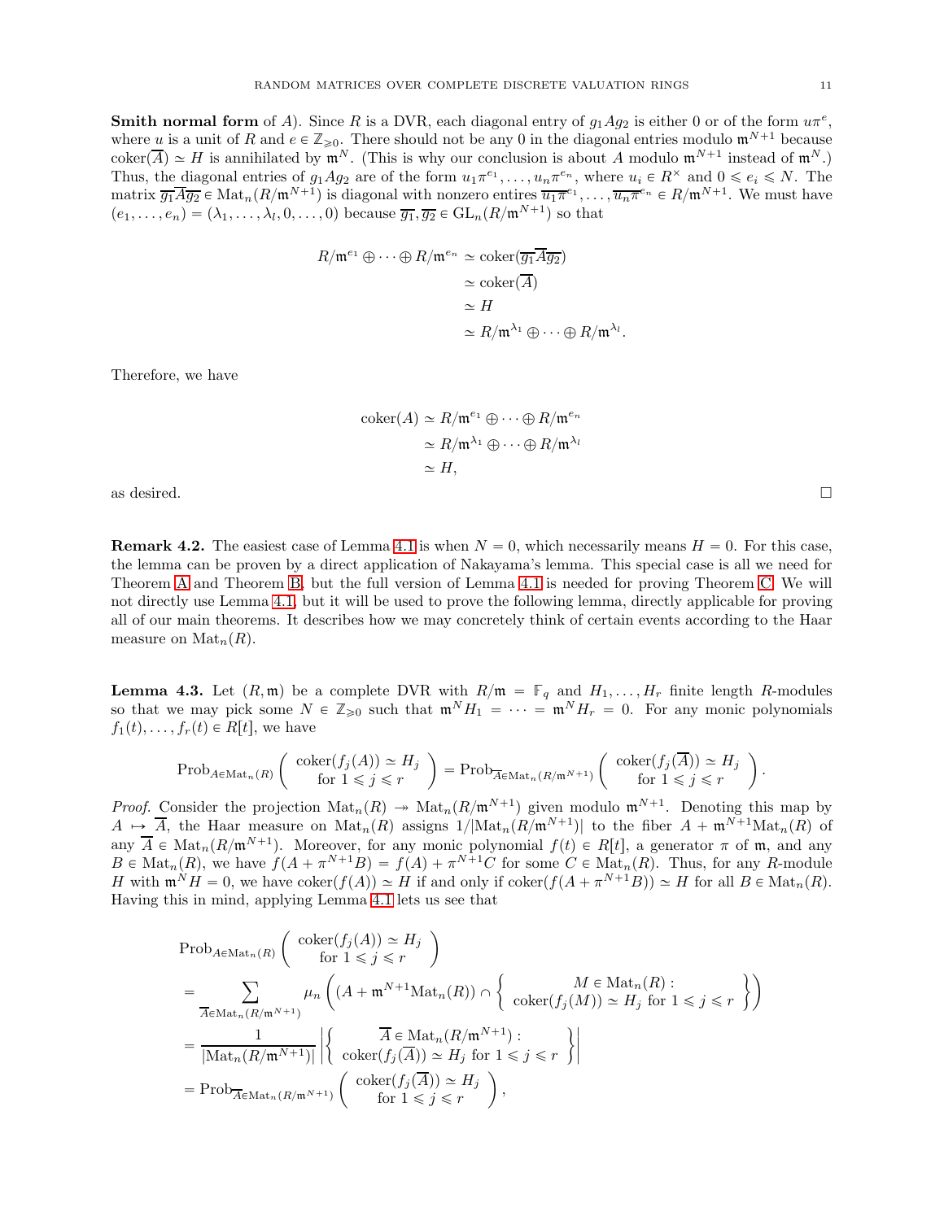**Smith normal form** of $A$). Since $R$ is a DVR, each diagonal entry of $g_1Ag_2$ is either 0 or of the form $u\pi^e$, where $u$ is a unit of $R$ and $e \in \mathbb{Z}_{\geqslant 0}$. There should not be any 0 in the diagonal entries modulo $\mathfrak{m}^{N+1}$ because $\mathrm{coker}(\overline{A}) \simeq H$ is annihilated by $\mathfrak{m}^N$. (This is why our conclusion is about $A$ modulo $\mathfrak{m}^{N+1}$ instead of $\mathfrak{m}^N$.) Thus, the diagonal entries of $g_1Ag_2$ are of the form $u_1\pi^{e_1}, \dots, u_n\pi^{e_n}$, where $u_i \in R^\times$ and $0 \leqslant e_i \leqslant N$. The matrix $\overline{g_1}\overline{A}\overline{g_2} \in \mathrm{Mat}_n(R/\mathfrak{m}^{N+1})$ is diagonal with nonzero entires $\overline{u_1\pi^{e_1}}, \dots, \overline{u_n\pi^{e_n}} \in R/\mathfrak{m}^{N+1}$. We must have $(e_1, \dots, e_n) = (\lambda_1, \dots, \lambda_l, 0, \dots, 0)$ because $\overline{g_1}, \overline{g_2} \in \mathrm{GL}_n(R/\mathfrak{m}^{N+1})$ so that

$$\begin{aligned}
R/\mathfrak{m}^{e_1} \oplus \cdots \oplus R/\mathfrak{m}^{e_n} &\simeq \mathrm{coker}(\overline{g_1}\overline{A}\overline{g_2}) \\
&\simeq \mathrm{coker}(\overline{A}) \\
&\simeq H \\
&\simeq R/\mathfrak{m}^{\lambda_1} \oplus \cdots \oplus R/\mathfrak{m}^{\lambda_l}.
\end{aligned}$$

Therefore, we have

$$\begin{aligned}
\mathrm{coker}(A) &\simeq R/\mathfrak{m}^{e_1} \oplus \cdots \oplus R/\mathfrak{m}^{e_n} \\
&\simeq R/\mathfrak{m}^{\lambda_1} \oplus \cdots \oplus R/\mathfrak{m}^{\lambda_l} \\
&\simeq H,
\end{aligned}$$

as desired. □

**Remark 4.2.** The easiest case of Lemma 4.1 is when $N = 0$, which necessarily means $H = 0$. For this case, the lemma can be proven by a direct application of Nakayama's lemma. This special case is all we need for Theorem A and Theorem B, but the full version of Lemma 4.1 is needed for proving Theorem C. We will not directly use Lemma 4.1, but it will be used to prove the following lemma, directly applicable for proving all of our main theorems. It describes how we may concretely think of certain events according to the Haar measure on $\mathrm{Mat}_n(R)$.

**Lemma 4.3.** Let $(R, \mathfrak{m})$ be a complete DVR with $R/\mathfrak{m} = \mathbb{F}_q$ and $H_1, \dots, H_r$ finite length $R$-modules so that we may pick some $N \in \mathbb{Z}_{\geqslant 0}$ such that $\mathfrak{m}^N H_1 = \cdots = \mathfrak{m}^N H_r = 0$. For any monic polynomials $f_1(t), \dots, f_r(t) \in R[t]$, we have

$$\mathrm{Prob}_{A \in \mathrm{Mat}_n(R)}\left( \begin{array}{c} \mathrm{coker}(f_j(A)) \simeq H_j \\ \text{for } 1 \leqslant j \leqslant r \end{array} \right) = \mathrm{Prob}_{\overline{A} \in \mathrm{Mat}_n(R/\mathfrak{m}^{N+1})}\left( \begin{array}{c} \mathrm{coker}(f_j(\overline{A})) \simeq H_j \\ \text{for } 1 \leqslant j \leqslant r \end{array} \right).$$

*Proof.* Consider the projection $\mathrm{Mat}_n(R) \twoheadrightarrow \mathrm{Mat}_n(R/\mathfrak{m}^{N+1})$ given modulo $\mathfrak{m}^{N+1}$. Denoting this map by $A \mapsto \overline{A}$, the Haar measure on $\mathrm{Mat}_n(R)$ assigns $1/|\mathrm{Mat}_n(R/\mathfrak{m}^{N+1})|$ to the fiber $A + \mathfrak{m}^{N+1}\mathrm{Mat}_n(R)$ of any $\overline{A} \in \mathrm{Mat}_n(R/\mathfrak{m}^{N+1})$. Moreover, for any monic polynomial $f(t) \in R[t]$, a generator $\pi$ of $\mathfrak{m}$, and any $B \in \mathrm{Mat}_n(R)$, we have $f(A + \pi^{N+1}B) = f(A) + \pi^{N+1}C$ for some $C \in \mathrm{Mat}_n(R)$. Thus, for any $R$-module $H$ with $\mathfrak{m}^N H = 0$, we have $\mathrm{coker}(f(A)) \simeq H$ if and only if $\mathrm{coker}(f(A + \pi^{N+1}B)) \simeq H$ for all $B \in \mathrm{Mat}_n(R)$. Having this in mind, applying Lemma 4.1 lets us see that

$$\begin{aligned}
&\mathrm{Prob}_{A \in \mathrm{Mat}_n(R)}\left( \begin{array}{c} \mathrm{coker}(f_j(A)) \simeq H_j \\ \text{for } 1 \leqslant j \leqslant r \end{array} \right) \\
&= \sum_{\overline{A} \in \mathrm{Mat}_n(R/\mathfrak{m}^{N+1})} \mu_n\left( (A + \mathfrak{m}^{N+1}\mathrm{Mat}_n(R)) \cap \left\{ \begin{array}{c} M \in \mathrm{Mat}_n(R) : \\ \mathrm{coker}(f_j(M)) \simeq H_j \text{ for } 1 \leqslant j \leqslant r \end{array} \right\} \right) \\
&= \frac{1}{|\mathrm{Mat}_n(R/\mathfrak{m}^{N+1})|} \left| \left\{ \begin{array}{c} \overline{A} \in \mathrm{Mat}_n(R/\mathfrak{m}^{N+1}) : \\ \mathrm{coker}(f_j(\overline{A})) \simeq H_j \text{ for } 1 \leqslant j \leqslant r \end{array} \right\} \right| \\
&= \mathrm{Prob}_{\overline{A} \in \mathrm{Mat}_n(R/\mathfrak{m}^{N+1})}\left( \begin{array}{c} \mathrm{coker}(f_j(\overline{A})) \simeq H_j \\ \text{for } 1 \leqslant j \leqslant r \end{array} \right),
\end{aligned}$$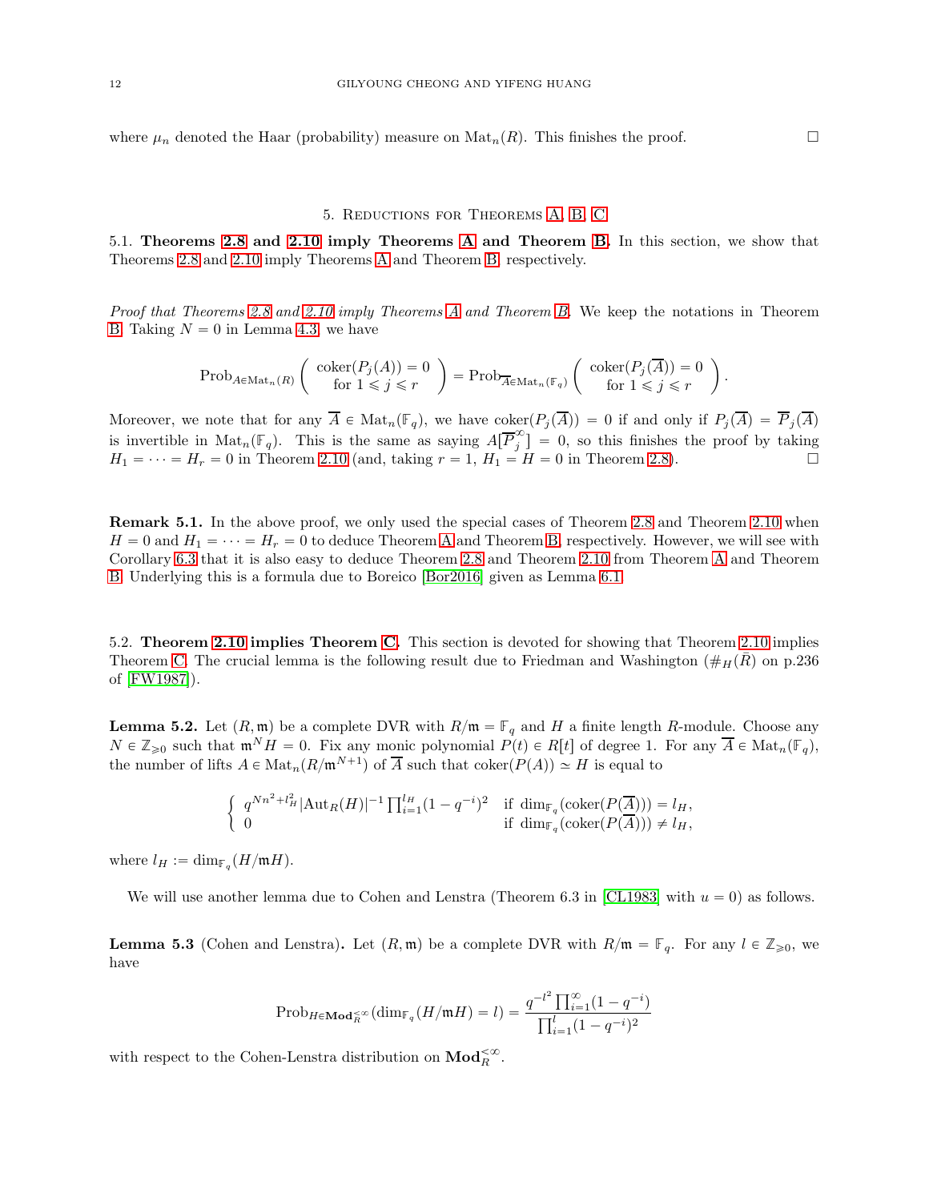where $\mu_n$ denoted the Haar (probability) measure on $\mathrm{Mat}_n(R)$. This finishes the proof. $\square$

## 5. Reductions for Theorems A, B, C

### 5.1. Theorems 2.8 and 2.10 imply Theorems A and Theorem B.

In this section, we show that Theorems 2.8 and 2.10 imply Theorems A and Theorem B, respectively.

*Proof that Theorems 2.8 and 2.10 imply Theorems A and Theorem B.* We keep the notations in Theorem B. Taking $N = 0$ in Lemma 4.3, we have

$$\mathrm{Prob}_{A \in \mathrm{Mat}_n(R)} \left( \begin{array}{c} \mathrm{coker}(P_j(A)) = 0 \\ \text{for } 1 \leqslant j \leqslant r \end{array} \right) = \mathrm{Prob}_{\overline{A} \in \mathrm{Mat}_n(\mathbb{F}_q)} \left( \begin{array}{c} \mathrm{coker}(P_j(\overline{A})) = 0 \\ \text{for } 1 \leqslant j \leqslant r \end{array} \right).$$

Moreover, we note that for any $\overline{A} \in \mathrm{Mat}_n(\mathbb{F}_q)$, we have $\mathrm{coker}(P_j(\overline{A})) = 0$ if and only if $P_j(\overline{A}) = \overline{P}_j(\overline{A})$ is invertible in $\mathrm{Mat}_n(\mathbb{F}_q)$. This is the same as saying $A[\overline{P}_j^{\infty}] = 0$, so this finishes the proof by taking $H_1 = \cdots = H_r = 0$ in Theorem 2.10 (and, taking $r = 1$, $H_1 = H = 0$ in Theorem 2.8). $\square$

**Remark 5.1.** In the above proof, we only used the special cases of Theorem 2.8 and Theorem 2.10 when $H = 0$ and $H_1 = \cdots = H_r = 0$ to deduce Theorem A and Theorem B, respectively. However, we will see with Corollary 6.3 that it is also easy to deduce Theorem 2.8 and Theorem 2.10 from Theorem A and Theorem B. Underlying this is a formula due to Boreico [Bor2016] given as Lemma 6.1.

### 5.2. Theorem 2.10 implies Theorem C.

This section is devoted for showing that Theorem 2.10 implies Theorem C. The crucial lemma is the following result due to Friedman and Washington ($\#_H(\bar{R})$ on p.236 of [FW1987]).

**Lemma 5.2.** Let $(R, \mathfrak{m})$ be a complete DVR with $R/\mathfrak{m} = \mathbb{F}_q$ and $H$ a finite length $R$-module. Choose any $N \in \mathbb{Z}_{\geqslant 0}$ such that $\mathfrak{m}^N H = 0$. Fix any monic polynomial $P(t) \in R[t]$ of degree 1. For any $\overline{A} \in \mathrm{Mat}_n(\mathbb{F}_q)$, the number of lifts $A \in \mathrm{Mat}_n(R/\mathfrak{m}^{N+1})$ of $\overline{A}$ such that $\mathrm{coker}(P(A)) \simeq H$ is equal to

$$\begin{cases} q^{Nn^2 + l_H^2} |\mathrm{Aut}_R(H)|^{-1} \prod_{i=1}^{l_H} (1 - q^{-i})^2 & \text{if } \dim_{\mathbb{F}_q}(\mathrm{coker}(P(\overline{A}))) = l_H, \\ 0 & \text{if } \dim_{\mathbb{F}_q}(\mathrm{coker}(P(\overline{A}))) \neq l_H, \end{cases}$$

where $l_H := \dim_{\mathbb{F}_q}(H/\mathfrak{m}H)$.

We will use another lemma due to Cohen and Lenstra (Theorem 6.3 in [CL1983] with $u = 0$) as follows.

**Lemma 5.3** (Cohen and Lenstra)**.** Let $(R, \mathfrak{m})$ be a complete DVR with $R/\mathfrak{m} = \mathbb{F}_q$. For any $l \in \mathbb{Z}_{\geqslant 0}$, we have

$$\mathrm{Prob}_{H \in \mathbf{Mod}_R^{<\infty}}(\dim_{\mathbb{F}_q}(H/\mathfrak{m}H) = l) = \frac{q^{-l^2} \prod_{i=1}^{\infty} (1 - q^{-i})}{\prod_{i=1}^{l} (1 - q^{-i})^2}$$

with respect to the Cohen-Lenstra distribution on $\mathbf{Mod}_R^{<\infty}$.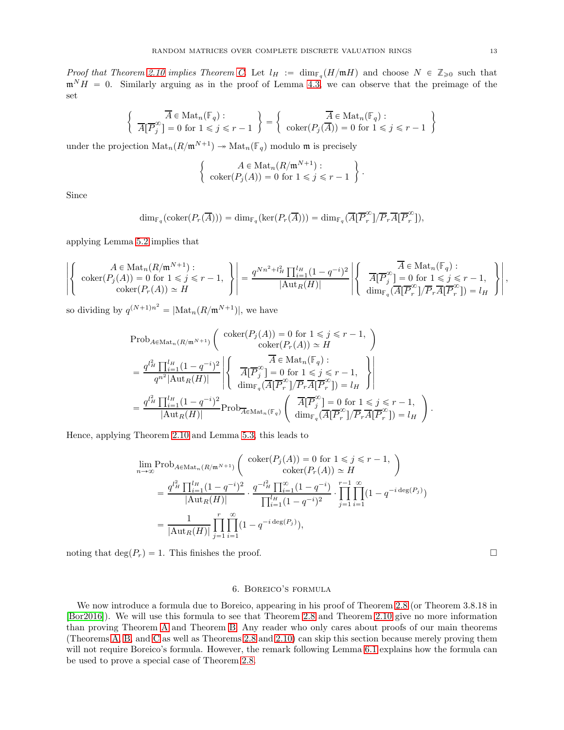*Proof that Theorem 2.10 implies Theorem C.* Let $l_H := \dim_{\mathbb{F}_q}(H/\mathfrak{m}H)$ and choose $N \in \mathbb{Z}_{\geqslant 0}$ such that $\mathfrak{m}^N H = 0$. Similarly arguing as in the proof of Lemma 4.3, we can observe that the preimage of the set

$$\left\{ \begin{array}{c} \overline{A} \in \mathrm{Mat}_n(\mathbb{F}_q) : \\ \overline{A}[\overline{P}_j^{\infty}] = 0 \text{ for } 1 \leqslant j \leqslant r-1 \end{array} \right\} = \left\{ \begin{array}{c} \overline{A} \in \mathrm{Mat}_n(\mathbb{F}_q) : \\ \mathrm{coker}(P_j(\overline{A})) = 0 \text{ for } 1 \leqslant j \leqslant r-1 \end{array} \right\}$$

under the projection $\mathrm{Mat}_n(R/\mathfrak{m}^{N+1}) \twoheadrightarrow \mathrm{Mat}_n(\mathbb{F}_q)$ modulo $\mathfrak{m}$ is precisely

$$\left\{ \begin{array}{c} A \in \mathrm{Mat}_n(R/\mathfrak{m}^{N+1}) : \\ \mathrm{coker}(P_j(A)) = 0 \text{ for } 1 \leqslant j \leqslant r-1 \end{array} \right\}.$$

Since

$$\dim_{\mathbb{F}_q}(\mathrm{coker}(P_r(\overline{A}))) = \dim_{\mathbb{F}_q}(\ker(P_r(\overline{A}))) = \dim_{\mathbb{F}_q}(\overline{A}[\overline{P}_r^{\infty}]/\overline{P}_r\overline{A}[\overline{P}_r^{\infty}]),$$

applying Lemma 5.2 implies that

$$\left| \left\{ \begin{array}{c} A \in \mathrm{Mat}_n(R/\mathfrak{m}^{N+1}) : \\ \mathrm{coker}(P_j(A)) = 0 \text{ for } 1 \leqslant j \leqslant r-1, \\ \mathrm{coker}(P_r(A)) \simeq H \end{array} \right\} \right| = \frac{q^{Nn^2 + l_H^2} \prod_{i=1}^{l_H}(1-q^{-i})^2}{|\mathrm{Aut}_R(H)|} \left| \left\{ \begin{array}{c} \overline{A} \in \mathrm{Mat}_n(\mathbb{F}_q) : \\ \overline{A}[\overline{P}_j^{\infty}] = 0 \text{ for } 1 \leqslant j \leqslant r-1, \\ \dim_{\mathbb{F}_q}(\overline{A}[\overline{P}_r^{\infty}]/\overline{P}_r\overline{A}[\overline{P}_r^{\infty}]) = l_H \end{array} \right\} \right|,$$

so dividing by $q^{(N+1)n^2} = |\mathrm{Mat}_n(R/\mathfrak{m}^{N+1})|$, we have

$$\begin{aligned}
&\mathrm{Prob}_{A \in \mathrm{Mat}_n(R/\mathfrak{m}^{N+1})} \left( \begin{array}{c} \mathrm{coker}(P_j(A)) = 0 \text{ for } 1 \leqslant j \leqslant r-1, \\ \mathrm{coker}(P_r(A)) \simeq H \end{array} \right) \\
&= \frac{q^{l_H^2} \prod_{i=1}^{l_H}(1-q^{-i})^2}{q^{n^2}|\mathrm{Aut}_R(H)|} \left| \left\{ \begin{array}{c} \overline{A} \in \mathrm{Mat}_n(\mathbb{F}_q) : \\ \overline{A}[\overline{P}_j^{\infty}] = 0 \text{ for } 1 \leqslant j \leqslant r-1, \\ \dim_{\mathbb{F}_q}(\overline{A}[\overline{P}_r^{\infty}]/\overline{P}_r\overline{A}[\overline{P}_r^{\infty}]) = l_H \end{array} \right\} \right| \\
&= \frac{q^{l_H^2} \prod_{i=1}^{l_H}(1-q^{-i})^2}{|\mathrm{Aut}_R(H)|} \mathrm{Prob}_{\overline{A} \in \mathrm{Mat}_n(\mathbb{F}_q)} \left( \begin{array}{c} \overline{A}[\overline{P}_j^{\infty}] = 0 \text{ for } 1 \leqslant j \leqslant r-1, \\ \dim_{\mathbb{F}_q}(\overline{A}[\overline{P}_r^{\infty}]/\overline{P}_r\overline{A}[\overline{P}_r^{\infty}]) = l_H \end{array} \right).
\end{aligned}$$

Hence, applying Theorem 2.10 and Lemma 5.3, this leads to

$$\begin{aligned}
&\lim_{n \to \infty} \mathrm{Prob}_{A \in \mathrm{Mat}_n(R/\mathfrak{m}^{N+1})} \left( \begin{array}{c} \mathrm{coker}(P_j(A)) = 0 \text{ for } 1 \leqslant j \leqslant r-1, \\ \mathrm{coker}(P_r(A)) \simeq H \end{array} \right) \\
&= \frac{q^{l_H^2} \prod_{i=1}^{l_H}(1-q^{-i})^2}{|\mathrm{Aut}_R(H)|} \cdot \frac{q^{-l_H^2} \prod_{i=1}^{\infty}(1-q^{-i})}{\prod_{i=1}^{l_H}(1-q^{-i})^2} \cdot \prod_{j=1}^{r-1} \prod_{i=1}^{\infty}(1-q^{-i\deg(P_j)}) \\
&= \frac{1}{|\mathrm{Aut}_R(H)|} \prod_{j=1}^{r} \prod_{i=1}^{\infty}(1-q^{-i\deg(P_j)}),
\end{aligned}$$

noting that $\deg(P_r) = 1$. This finishes the proof. $\square$

## 6. Boreico's formula

We now introduce a formula due to Boreico, appearing in his proof of Theorem 2.8 (or Theorem 3.8.18 in [Bor2016]). We will use this formula to see that Theorem 2.8 and Theorem 2.10 give no more information than proving Theorem A and Theorem B. Any reader who only cares about proofs of our main theorems (Theorems A, B, and C as well as Theorems 2.8 and 2.10) can skip this section because merely proving them will not require Boreico's formula. However, the remark following Lemma 6.1 explains how the formula can be used to prove a special case of Theorem 2.8.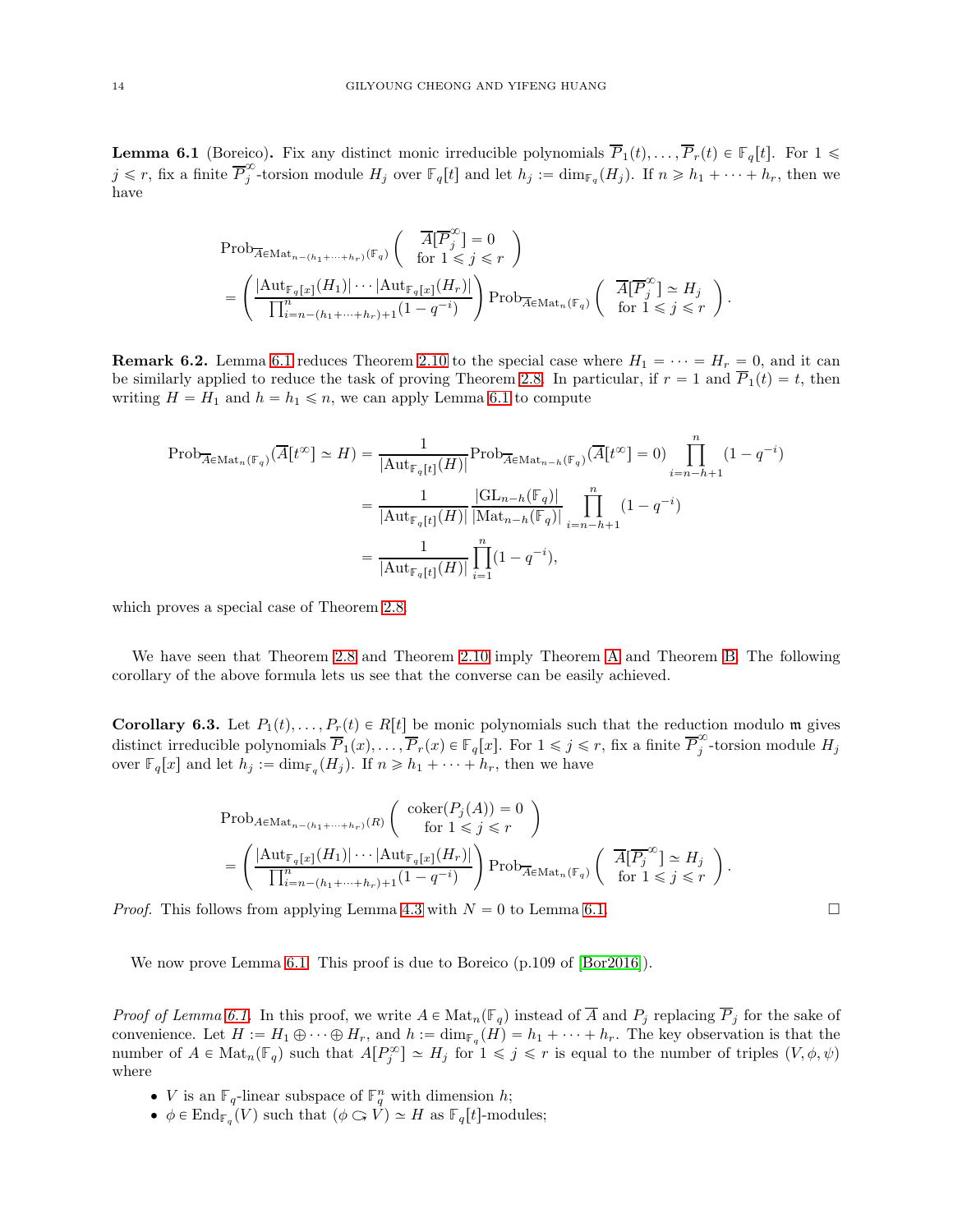**Lemma 6.1** (Boreico)**.** Fix any distinct monic irreducible polynomials $\overline{P}_1(t), \ldots, \overline{P}_r(t) \in \mathbb{F}_q[t]$. For $1 \leqslant j \leqslant r$, fix a finite $\overline{P}_j^{\infty}$-torsion module $H_j$ over $\mathbb{F}_q[t]$ and let $h_j := \dim_{\mathbb{F}_q}(H_j)$. If $n \geqslant h_1 + \cdots + h_r$, then we have

$$
\begin{aligned}
&\mathrm{Prob}_{\overline{A} \in \mathrm{Mat}_{n-(h_1+\cdots+h_r)}(\mathbb{F}_q)} \left( \begin{array}{c} \overline{A}[\overline{P}_j^{\infty}] = 0 \\ \text{for } 1 \leqslant j \leqslant r \end{array} \right) \\
&= \left( \frac{|\mathrm{Aut}_{\mathbb{F}_q[x]}(H_1)| \cdots |\mathrm{Aut}_{\mathbb{F}_q[x]}(H_r)|}{\prod_{i=n-(h_1+\cdots+h_r)+1}^{n}(1-q^{-i})} \right) \mathrm{Prob}_{\overline{A} \in \mathrm{Mat}_n(\mathbb{F}_q)} \left( \begin{array}{c} \overline{A}[\overline{P}_j^{\infty}] \simeq H_j \\ \text{for } 1 \leqslant j \leqslant r \end{array} \right).
\end{aligned}
$$

**Remark 6.2.** Lemma 6.1 reduces Theorem 2.10 to the special case where $H_1 = \cdots = H_r = 0$, and it can be similarly applied to reduce the task of proving Theorem 2.8. In particular, if $r = 1$ and $\overline{P}_1(t) = t$, then writing $H = H_1$ and $h = h_1 \leqslant n$, we can apply Lemma 6.1 to compute

$$
\begin{aligned}
\mathrm{Prob}_{\overline{A} \in \mathrm{Mat}_n(\mathbb{F}_q)}(\overline{A}[t^{\infty}] \simeq H) &= \frac{1}{|\mathrm{Aut}_{\mathbb{F}_q[t]}(H)|} \mathrm{Prob}_{\overline{A} \in \mathrm{Mat}_{n-h}(\mathbb{F}_q)}(\overline{A}[t^{\infty}] = 0) \prod_{i=n-h+1}^{n}(1-q^{-i}) \\
&= \frac{1}{|\mathrm{Aut}_{\mathbb{F}_q[t]}(H)|} \frac{|\mathrm{GL}_{n-h}(\mathbb{F}_q)|}{|\mathrm{Mat}_{n-h}(\mathbb{F}_q)|} \prod_{i=n-h+1}^{n}(1-q^{-i}) \\
&= \frac{1}{|\mathrm{Aut}_{\mathbb{F}_q[t]}(H)|} \prod_{i=1}^{n}(1-q^{-i}),
\end{aligned}
$$

which proves a special case of Theorem 2.8.

We have seen that Theorem 2.8 and Theorem 2.10 imply Theorem A and Theorem B. The following corollary of the above formula lets us see that the converse can be easily achieved.

**Corollary 6.3.** Let $P_1(t), \ldots, P_r(t) \in R[t]$ be monic polynomials such that the reduction modulo $\mathfrak{m}$ gives distinct irreducible polynomials $\overline{P}_1(x), \ldots, \overline{P}_r(x) \in \mathbb{F}_q[x]$. For $1 \leqslant j \leqslant r$, fix a finite $\overline{P}_j^{\infty}$-torsion module $H_j$ over $\mathbb{F}_q[x]$ and let $h_j := \dim_{\mathbb{F}_q}(H_j)$. If $n \geqslant h_1 + \cdots + h_r$, then we have

$$
\begin{aligned}
&\mathrm{Prob}_{A \in \mathrm{Mat}_{n-(h_1+\cdots+h_r)}(R)} \left( \begin{array}{c} \mathrm{coker}(P_j(A)) = 0 \\ \text{for } 1 \leqslant j \leqslant r \end{array} \right) \\
&= \left( \frac{|\mathrm{Aut}_{\mathbb{F}_q[x]}(H_1)| \cdots |\mathrm{Aut}_{\mathbb{F}_q[x]}(H_r)|}{\prod_{i=n-(h_1+\cdots+h_r)+1}^{n}(1-q^{-i})} \right) \mathrm{Prob}_{\overline{A} \in \mathrm{Mat}_n(\mathbb{F}_q)} \left( \begin{array}{c} \overline{A}[\overline{P}_j^{\infty}] \simeq H_j \\ \text{for } 1 \leqslant j \leqslant r \end{array} \right).
\end{aligned}
$$

*Proof.* This follows from applying Lemma 4.3 with $N = 0$ to Lemma 6.1. $\square$

We now prove Lemma 6.1. This proof is due to Boreico (p.109 of [Bor2016]).

*Proof of Lemma 6.1.* In this proof, we write $A \in \mathrm{Mat}_n(\mathbb{F}_q)$ instead of $\overline{A}$ and $P_j$ replacing $\overline{P}_j$ for the sake of convenience. Let $H := H_1 \oplus \cdots \oplus H_r$, and $h := \dim_{\mathbb{F}_q}(H) = h_1 + \cdots + h_r$. The key observation is that the number of $A \in \mathrm{Mat}_n(\mathbb{F}_q)$ such that $A[P_j^{\infty}] \simeq H_j$ for $1 \leqslant j \leqslant r$ is equal to the number of triples $(V, \phi, \psi)$ where

- $V$ is an $\mathbb{F}_q$-linear subspace of $\mathbb{F}_q^n$ with dimension $h$;
- $\phi \in \mathrm{End}_{\mathbb{F}_q}(V)$ such that $(\phi \circlearrowleft V) \simeq H$ as $\mathbb{F}_q[t]$-modules;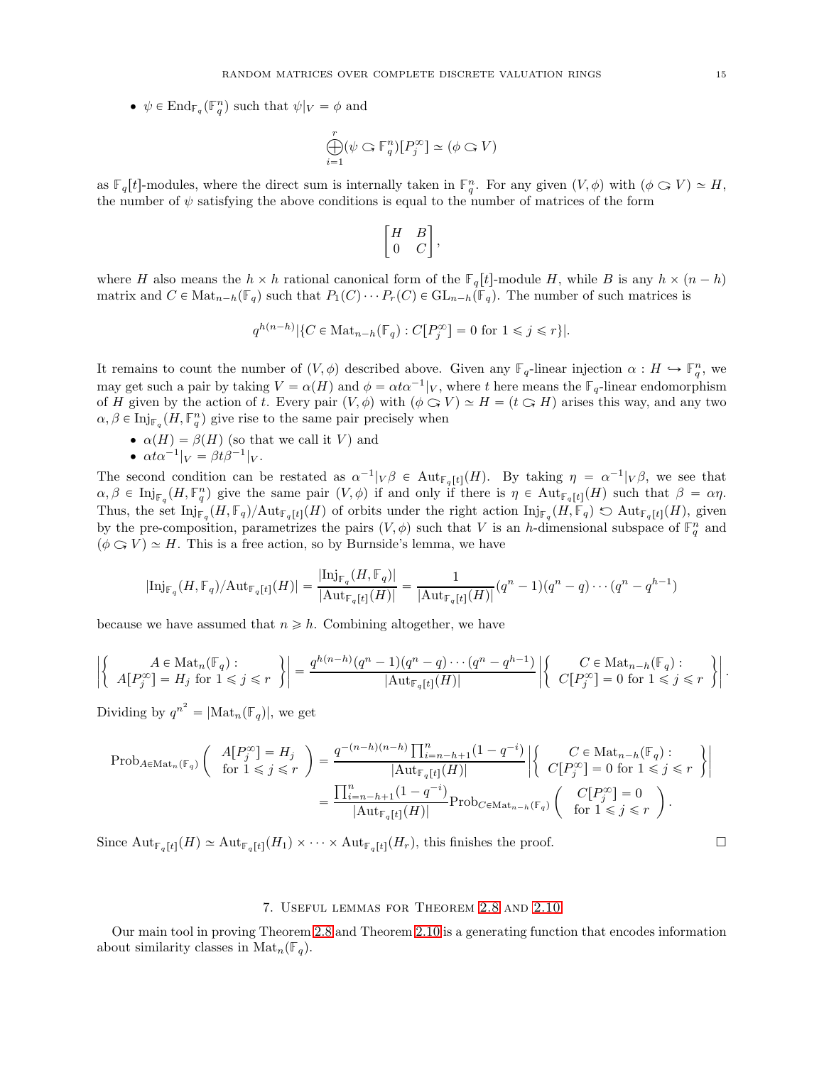- $\psi \in \mathrm{End}_{\mathbb{F}_q}(\mathbb{F}_q^n)$ such that $\psi|_V = \phi$ and

$$\bigoplus_{i=1}^{r} (\psi \circlearrowright \mathbb{F}_q^n)[P_j^\infty] \simeq (\phi \circlearrowright V)$$

as $\mathbb{F}_q[t]$-modules, where the direct sum is internally taken in $\mathbb{F}_q^n$. For any given $(V, \phi)$ with $(\phi \circlearrowright V) \simeq H$, the number of $\psi$ satisfying the above conditions is equal to the number of matrices of the form

$$\begin{bmatrix} H & B \\ 0 & C \end{bmatrix},$$

where $H$ also means the $h \times h$ rational canonical form of the $\mathbb{F}_q[t]$-module $H$, while $B$ is any $h \times (n-h)$ matrix and $C \in \mathrm{Mat}_{n-h}(\mathbb{F}_q)$ such that $P_1(C) \cdots P_r(C) \in \mathrm{GL}_{n-h}(\mathbb{F}_q)$. The number of such matrices is

$$q^{h(n-h)} |\{C \in \mathrm{Mat}_{n-h}(\mathbb{F}_q) : C[P_j^\infty] = 0 \text{ for } 1 \leqslant j \leqslant r\}|.$$

It remains to count the number of $(V, \phi)$ described above. Given any $\mathbb{F}_q$-linear injection $\alpha : H \hookrightarrow \mathbb{F}_q^n$, we may get such a pair by taking $V = \alpha(H)$ and $\phi = \alpha t \alpha^{-1}|_V$, where $t$ here means the $\mathbb{F}_q$-linear endomorphism of $H$ given by the action of $t$. Every pair $(V, \phi)$ with $(\phi \circlearrowright V) \simeq H = (t \circlearrowright H)$ arises this way, and any two $\alpha, \beta \in \mathrm{Inj}_{\mathbb{F}_q}(H, \mathbb{F}_q^n)$ give rise to the same pair precisely when

- $\alpha(H) = \beta(H)$ (so that we call it $V$) and
- $\alpha t \alpha^{-1}|_V = \beta t \beta^{-1}|_V$.

The second condition can be restated as $\alpha^{-1}|_V \beta \in \mathrm{Aut}_{\mathbb{F}_q[t]}(H)$. By taking $\eta = \alpha^{-1}|_V \beta$, we see that $\alpha, \beta \in \mathrm{Inj}_{\mathbb{F}_q}(H, \mathbb{F}_q^n)$ give the same pair $(V, \phi)$ if and only if there is $\eta \in \mathrm{Aut}_{\mathbb{F}_q[t]}(H)$ such that $\beta = \alpha\eta$. Thus, the set $\mathrm{Inj}_{\mathbb{F}_q}(H, \mathbb{F}_q)/\mathrm{Aut}_{\mathbb{F}_q[t]}(H)$ of orbits under the right action $\mathrm{Inj}_{\mathbb{F}_q}(H, \mathbb{F}_q) \circlearrowleft \mathrm{Aut}_{\mathbb{F}_q[t]}(H)$, given by the pre-composition, parametrizes the pairs $(V, \phi)$ such that $V$ is an $h$-dimensional subspace of $\mathbb{F}_q^n$ and $(\phi \circlearrowright V) \simeq H$. This is a free action, so by Burnside's lemma, we have

$$|\mathrm{Inj}_{\mathbb{F}_q}(H, \mathbb{F}_q)/\mathrm{Aut}_{\mathbb{F}_q[t]}(H)| = \frac{|\mathrm{Inj}_{\mathbb{F}_q}(H, \mathbb{F}_q)|}{|\mathrm{Aut}_{\mathbb{F}_q[t]}(H)|} = \frac{1}{|\mathrm{Aut}_{\mathbb{F}_q[t]}(H)|}(q^n - 1)(q^n - q) \cdots (q^n - q^{h-1})$$

because we have assumed that $n \geqslant h$. Combining altogether, we have

$$\left| \left\{ \begin{array}{c} A \in \mathrm{Mat}_n(\mathbb{F}_q) : \\ A[P_j^\infty] = H_j \text{ for } 1 \leqslant j \leqslant r \end{array} \right\} \right| = \frac{q^{h(n-h)}(q^n - 1)(q^n - q) \cdots (q^n - q^{h-1})}{|\mathrm{Aut}_{\mathbb{F}_q[t]}(H)|} \left| \left\{ \begin{array}{c} C \in \mathrm{Mat}_{n-h}(\mathbb{F}_q) : \\ C[P_j^\infty] = 0 \text{ for } 1 \leqslant j \leqslant r \end{array} \right\} \right|.$$

Dividing by $q^{n^2} = |\mathrm{Mat}_n(\mathbb{F}_q)|$, we get

$$\begin{aligned} \mathrm{Prob}_{A \in \mathrm{Mat}_n(\mathbb{F}_q)} \left( \begin{array}{c} A[P_j^\infty] = H_j \\ \text{for } 1 \leqslant j \leqslant r \end{array} \right) &= \frac{q^{-(n-h)(n-h)} \prod_{i=n-h+1}^{n} (1 - q^{-i})}{|\mathrm{Aut}_{\mathbb{F}_q[t]}(H)|} \left| \left\{ \begin{array}{c} C \in \mathrm{Mat}_{n-h}(\mathbb{F}_q) : \\ C[P_j^\infty] = 0 \text{ for } 1 \leqslant j \leqslant r \end{array} \right\} \right| \\ &= \frac{\prod_{i=n-h+1}^{n} (1 - q^{-i})}{|\mathrm{Aut}_{\mathbb{F}_q[t]}(H)|} \mathrm{Prob}_{C \in \mathrm{Mat}_{n-h}(\mathbb{F}_q)} \left( \begin{array}{c} C[P_j^\infty] = 0 \\ \text{for } 1 \leqslant j \leqslant r \end{array} \right). \end{aligned}$$

Since $\mathrm{Aut}_{\mathbb{F}_q[t]}(H) \simeq \mathrm{Aut}_{\mathbb{F}_q[t]}(H_1) \times \cdots \times \mathrm{Aut}_{\mathbb{F}_q[t]}(H_r)$, this finishes the proof. □

## 7. Useful lemmas for Theorem 2.8 and 2.10

Our main tool in proving Theorem 2.8 and Theorem 2.10 is a generating function that encodes information about similarity classes in $\mathrm{Mat}_n(\mathbb{F}_q)$.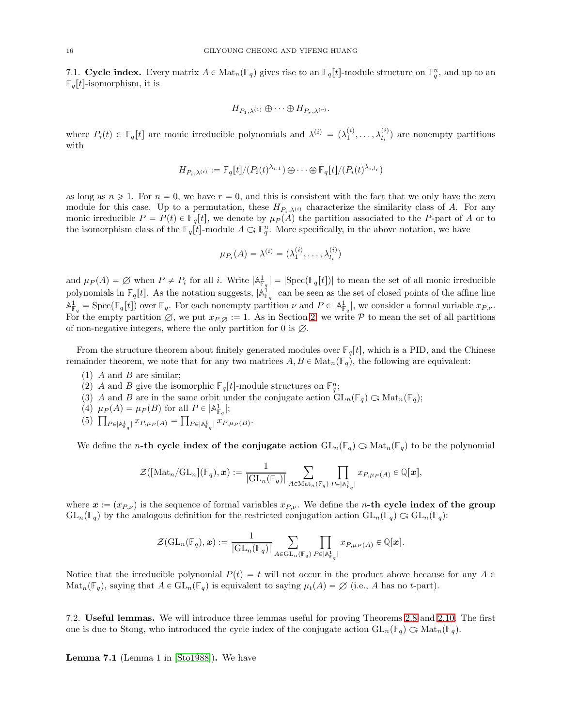### 7.1. Cycle index.

**7.1. Cycle index.** Every matrix $A \in \mathrm{Mat}_n(\mathbb{F}_q)$ gives rise to an $\mathbb{F}_q[t]$-module structure on $\mathbb{F}_q^n$, and up to an $\mathbb{F}_q[t]$-isomorphism, it is

$$H_{P_1,\lambda^{(1)}} \oplus \cdots \oplus H_{P_r,\lambda^{(r)}}.$$

where $P_i(t) \in \mathbb{F}_q[t]$ are monic irreducible polynomials and $\lambda^{(i)} = (\lambda_1^{(i)}, \ldots, \lambda_{l_i}^{(i)})$ are nonempty partitions with

$$H_{P_i,\lambda^{(i)}} := \mathbb{F}_q[t]/(P_i(t)^{\lambda_{i,1}}) \oplus \cdots \oplus \mathbb{F}_q[t]/(P_i(t)^{\lambda_{i,l_i}})$$

as long as $n \geqslant 1$. For $n = 0$, we have $r = 0$, and this is consistent with the fact that we only have the zero module for this case. Up to a permutation, these $H_{P_i,\lambda^{(i)}}$ characterize the similarity class of $A$. For any monic irreducible $P = P(t) \in \mathbb{F}_q[t]$, we denote by $\mu_P(A)$ the partition associated to the $P$-part of $A$ or to the isomorphism class of the $\mathbb{F}_q[t]$-module $A \circlearrowright \mathbb{F}_q^n$. More specifically, in the above notation, we have

$$\mu_{P_i}(A) = \lambda^{(i)} = (\lambda_1^{(i)}, \ldots, \lambda_{l_i}^{(i)})$$

and $\mu_P(A) = \varnothing$ when $P \neq P_i$ for all $i$. Write $|\mathbb{A}^1_{\mathbb{F}_q}| = |\mathrm{Spec}(\mathbb{F}_q[t])|$ to mean the set of all monic irreducible polynomials in $\mathbb{F}_q[t]$. As the notation suggests, $|\mathbb{A}^1_{\mathbb{F}_q}|$ can be seen as the set of closed points of the affine line $\mathbb{A}^1_{\mathbb{F}_q} = \mathrm{Spec}(\mathbb{F}_q[t])$ over $\mathbb{F}_q$. For each nonempty partition $\nu$ and $P \in |\mathbb{A}^1_{\mathbb{F}_q}|$, we consider a formal variable $x_{P,\nu}$. For the empty partition $\varnothing$, we put $x_{P,\varnothing} := 1$. As in Section 2, we write $\mathcal{P}$ to mean the set of all partitions of non-negative integers, where the only partition for 0 is $\varnothing$.

From the structure theorem about finitely generated modules over $\mathbb{F}_q[t]$, which is a PID, and the Chinese remainder theorem, we note that for any two matrices $A, B \in \mathrm{Mat}_n(\mathbb{F}_q)$, the following are equivalent:

1. $A$ and $B$ are similar;
2. $A$ and $B$ give the isomorphic $\mathbb{F}_q[t]$-module structures on $\mathbb{F}_q^n$;
3. $A$ and $B$ are in the same orbit under the conjugate action $\mathrm{GL}_n(\mathbb{F}_q) \circlearrowright \mathrm{Mat}_n(\mathbb{F}_q)$;
4. $\mu_P(A) = \mu_P(B)$ for all $P \in |\mathbb{A}^1_{\mathbb{F}_q}|$;
5. $\prod_{P \in |\mathbb{A}^1_{\mathbb{F}_q}|} x_{P,\mu_P(A)} = \prod_{P \in |\mathbb{A}^1_{\mathbb{F}_q}|} x_{P,\mu_P(B)}$.

We define the $n$**-th cycle index of the conjugate action** $\mathrm{GL}_n(\mathbb{F}_q) \circlearrowright \mathrm{Mat}_n(\mathbb{F}_q)$ to be the polynomial

$$\mathcal{Z}([\mathrm{Mat}_n/\mathrm{GL}_n](\mathbb{F}_q), \boldsymbol{x}) := \frac{1}{|\mathrm{GL}_n(\mathbb{F}_q)|} \sum_{A \in \mathrm{Mat}_n(\mathbb{F}_q)} \prod_{P \in |\mathbb{A}^1_{\mathbb{F}_q}|} x_{P,\mu_P(A)} \in \mathbb{Q}[\boldsymbol{x}],$$

where $\boldsymbol{x} := (x_{P,\nu})$ is the sequence of formal variables $x_{P,\nu}$. We define the $n$**-th cycle index of the group** $\mathrm{GL}_n(\mathbb{F}_q)$ by the analogous definition for the restricted conjugation action $\mathrm{GL}_n(\mathbb{F}_q) \circlearrowright \mathrm{GL}_n(\mathbb{F}_q)$:

$$\mathcal{Z}(\mathrm{GL}_n(\mathbb{F}_q), \boldsymbol{x}) := \frac{1}{|\mathrm{GL}_n(\mathbb{F}_q)|} \sum_{A \in \mathrm{GL}_n(\mathbb{F}_q)} \prod_{P \in |\mathbb{A}^1_{\mathbb{F}_q}|} x_{P,\mu_P(A)} \in \mathbb{Q}[\boldsymbol{x}].$$

Notice that the irreducible polynomial $P(t) = t$ will not occur in the product above because for any $A \in \mathrm{Mat}_n(\mathbb{F}_q)$, saying that $A \in \mathrm{GL}_n(\mathbb{F}_q)$ is equivalent to saying $\mu_t(A) = \varnothing$ (i.e., $A$ has no $t$-part).

### 7.2. Useful lemmas.

We will introduce three lemmas useful for proving Theorems 2.8 and 2.10. The first one is due to Stong, who introduced the cycle index of the conjugate action $\mathrm{GL}_n(\mathbb{F}_q) \circlearrowright \mathrm{Mat}_n(\mathbb{F}_q)$.

**Lemma 7.1** (Lemma 1 in [Sto1988]). We have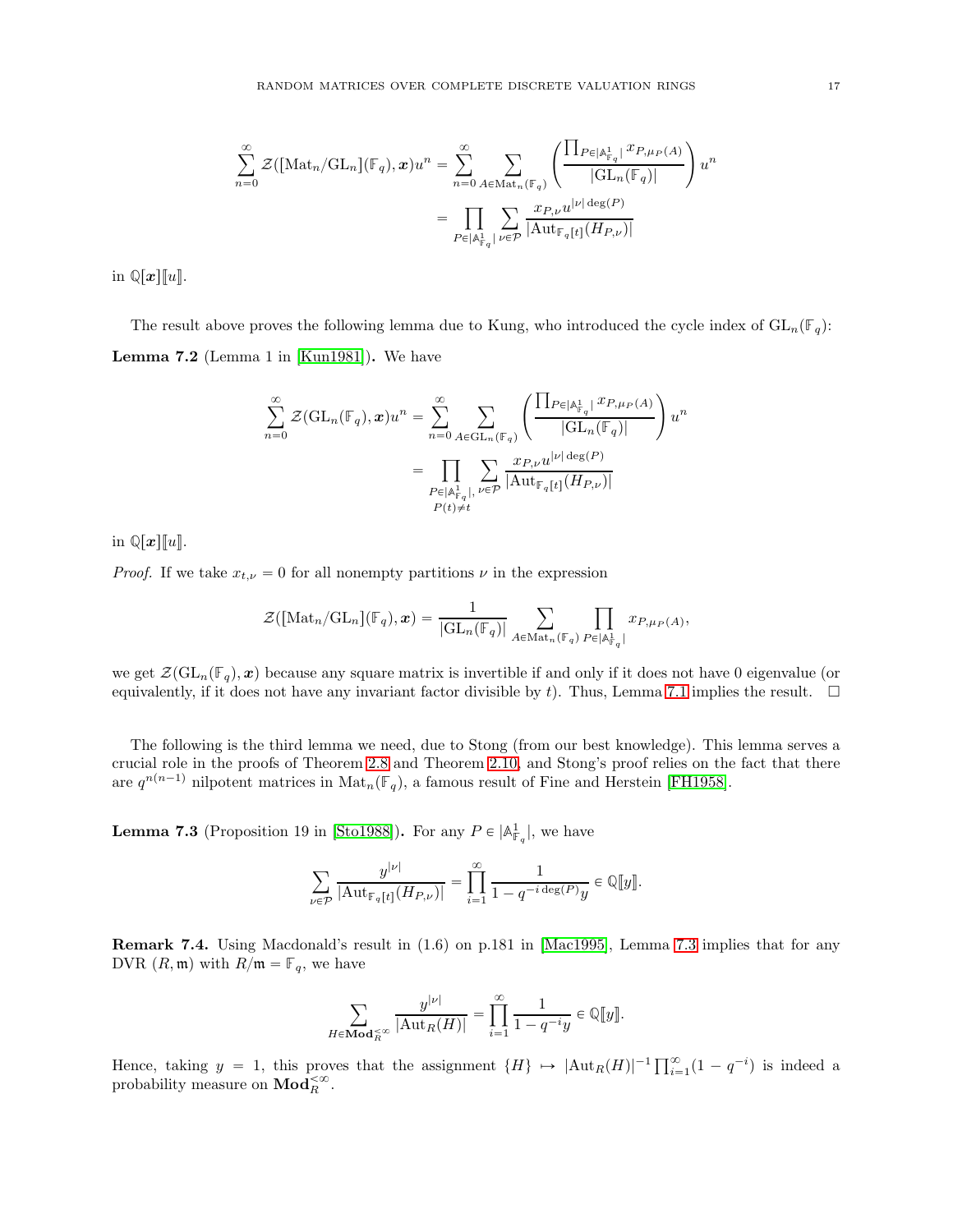$$\sum_{n=0}^{\infty} \mathcal{Z}([\mathrm{Mat}_n/\mathrm{GL}_n](\mathbb{F}_q), \boldsymbol{x}) u^n = \sum_{n=0}^{\infty} \sum_{A \in \mathrm{Mat}_n(\mathbb{F}_q)} \left( \frac{\prod_{P \in |\mathbb{A}^1_{\mathbb{F}_q}|} x_{P, \mu_P(A)}}{|\mathrm{GL}_n(\mathbb{F}_q)|} \right) u^n$$
$$= \prod_{P \in |\mathbb{A}^1_{\mathbb{F}_q}|} \sum_{\nu \in \mathcal{P}} \frac{x_{P,\nu} u^{|\nu| \deg(P)}}{|\mathrm{Aut}_{\mathbb{F}_q[t]}(H_{P,\nu})|}$$

in $\mathbb{Q}[\boldsymbol{x}][\![u]\!]$.

The result above proves the following lemma due to Kung, who introduced the cycle index of $\mathrm{GL}_n(\mathbb{F}_q)$:

**Lemma 7.2** (Lemma 1 in [Kun1981])**.** We have

$$\sum_{n=0}^{\infty} \mathcal{Z}(\mathrm{GL}_n(\mathbb{F}_q), \boldsymbol{x}) u^n = \sum_{n=0}^{\infty} \sum_{A \in \mathrm{GL}_n(\mathbb{F}_q)} \left( \frac{\prod_{P \in |\mathbb{A}^1_{\mathbb{F}_q}|} x_{P, \mu_P(A)}}{|\mathrm{GL}_n(\mathbb{F}_q)|} \right) u^n$$
$$= \prod_{\substack{P \in |\mathbb{A}^1_{\mathbb{F}_q}|, \\ P(t) \neq t}} \sum_{\nu \in \mathcal{P}} \frac{x_{P,\nu} u^{|\nu| \deg(P)}}{|\mathrm{Aut}_{\mathbb{F}_q[t]}(H_{P,\nu})|}$$

in $\mathbb{Q}[\boldsymbol{x}][\![u]\!]$.

*Proof.* If we take $x_{t,\nu} = 0$ for all nonempty partitions $\nu$ in the expression

$$\mathcal{Z}([\mathrm{Mat}_n/\mathrm{GL}_n](\mathbb{F}_q), \boldsymbol{x}) = \frac{1}{|\mathrm{GL}_n(\mathbb{F}_q)|} \sum_{A \in \mathrm{Mat}_n(\mathbb{F}_q)} \prod_{P \in |\mathbb{A}^1_{\mathbb{F}_q}|} x_{P, \mu_P(A)},$$

we get $\mathcal{Z}(\mathrm{GL}_n(\mathbb{F}_q), \boldsymbol{x})$ because any square matrix is invertible if and only if it does not have 0 eigenvalue (or equivalently, if it does not have any invariant factor divisible by $t$). Thus, Lemma 7.1 implies the result. $\square$

The following is the third lemma we need, due to Stong (from our best knowledge). This lemma serves a crucial role in the proofs of Theorem 2.8 and Theorem 2.10, and Stong's proof relies on the fact that there are $q^{n(n-1)}$ nilpotent matrices in $\mathrm{Mat}_n(\mathbb{F}_q)$, a famous result of Fine and Herstein [FH1958].

**Lemma 7.3** (Proposition 19 in [Sto1988])**.** For any $P \in |\mathbb{A}^1_{\mathbb{F}_q}|$, we have

$$\sum_{\nu \in \mathcal{P}} \frac{y^{|\nu|}}{|\mathrm{Aut}_{\mathbb{F}_q[t]}(H_{P,\nu})|} = \prod_{i=1}^{\infty} \frac{1}{1 - q^{-i \deg(P)} y} \in \mathbb{Q}[\![y]\!].$$

**Remark 7.4.** Using Macdonald's result in (1.6) on p.181 in [Mac1995], Lemma 7.3 implies that for any DVR $(R, \mathfrak{m})$ with $R/\mathfrak{m} = \mathbb{F}_q$, we have

$$\sum_{H \in \mathbf{Mod}_R^{<\infty}} \frac{y^{|\nu|}}{|\mathrm{Aut}_R(H)|} = \prod_{i=1}^{\infty} \frac{1}{1 - q^{-i} y} \in \mathbb{Q}[\![y]\!].$$

Hence, taking $y = 1$, this proves that the assignment $\{H\} \mapsto |\mathrm{Aut}_R(H)|^{-1} \prod_{i=1}^{\infty} (1 - q^{-i})$ is indeed a probability measure on $\mathbf{Mod}_R^{<\infty}$.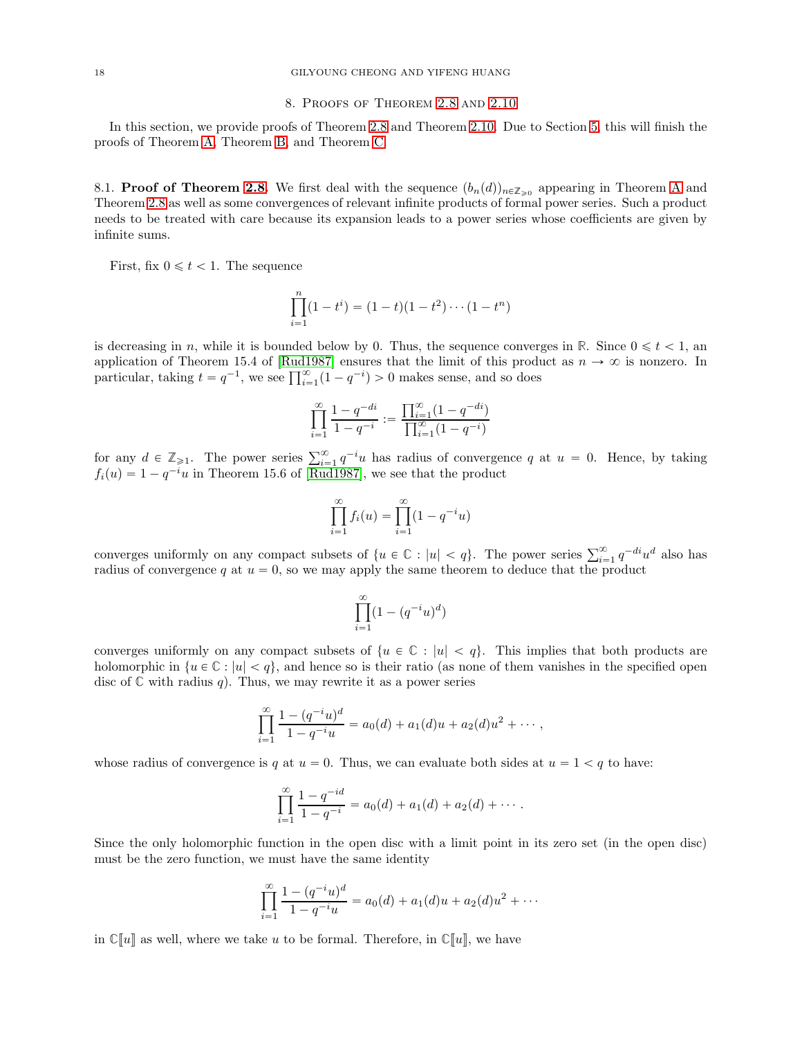## 8. Proofs of Theorem 2.8 and 2.10

In this section, we provide proofs of Theorem 2.8 and Theorem 2.10. Due to Section 5, this will finish the proofs of Theorem A, Theorem B, and Theorem C.

8.1. **Proof of Theorem 2.8.** We first deal with the sequence $(b_n(d))_{n \in \mathbb{Z}_{\geqslant 0}}$ appearing in Theorem A and Theorem 2.8 as well as some convergences of relevant infinite products of formal power series. Such a product needs to be treated with care because its expansion leads to a power series whose coefficients are given by infinite sums.

First, fix $0 \leqslant t < 1$. The sequence

$$\prod_{i=1}^{n}(1-t^i) = (1-t)(1-t^2)\cdots(1-t^n)$$

is decreasing in $n$, while it is bounded below by 0. Thus, the sequence converges in $\mathbb{R}$. Since $0 \leqslant t < 1$, an application of Theorem 15.4 of [Rud1987] ensures that the limit of this product as $n \to \infty$ is nonzero. In particular, taking $t = q^{-1}$, we see $\prod_{i=1}^{\infty}(1-q^{-i}) > 0$ makes sense, and so does

$$\prod_{i=1}^{\infty}\frac{1-q^{-di}}{1-q^{-i}} := \frac{\prod_{i=1}^{\infty}(1-q^{-di})}{\prod_{i=1}^{\infty}(1-q^{-i})}$$

for any $d \in \mathbb{Z}_{\geqslant 1}$. The power series $\sum_{i=1}^{\infty} q^{-i}u$ has radius of convergence $q$ at $u = 0$. Hence, by taking $f_i(u) = 1 - q^{-i}u$ in Theorem 15.6 of [Rud1987], we see that the product

$$\prod_{i=1}^{\infty} f_i(u) = \prod_{i=1}^{\infty}(1-q^{-i}u)$$

converges uniformly on any compact subsets of $\{u \in \mathbb{C} : |u| < q\}$. The power series $\sum_{i=1}^{\infty} q^{-di}u^d$ also has radius of convergence $q$ at $u = 0$, so we may apply the same theorem to deduce that the product

$$\prod_{i=1}^{\infty}(1-(q^{-i}u)^d)$$

converges uniformly on any compact subsets of $\{u \in \mathbb{C} : |u| < q\}$. This implies that both products are holomorphic in $\{u \in \mathbb{C} : |u| < q\}$, and hence so is their ratio (as none of them vanishes in the specified open disc of $\mathbb{C}$ with radius $q$). Thus, we may rewrite it as a power series

$$\prod_{i=1}^{\infty}\frac{1-(q^{-i}u)^d}{1-q^{-i}u} = a_0(d) + a_1(d)u + a_2(d)u^2 + \cdots,$$

whose radius of convergence is $q$ at $u = 0$. Thus, we can evaluate both sides at $u = 1 < q$ to have:

$$\prod_{i=1}^{\infty}\frac{1-q^{-id}}{1-q^{-i}} = a_0(d) + a_1(d) + a_2(d) + \cdots.$$

Since the only holomorphic function in the open disc with a limit point in its zero set (in the open disc) must be the zero function, we must have the same identity

$$\prod_{i=1}^{\infty}\frac{1-(q^{-i}u)^d}{1-q^{-i}u} = a_0(d) + a_1(d)u + a_2(d)u^2 + \cdots$$

in $\mathbb{C}[\![u]\!]$ as well, where we take $u$ to be formal. Therefore, in $\mathbb{C}[\![u]\!]$, we have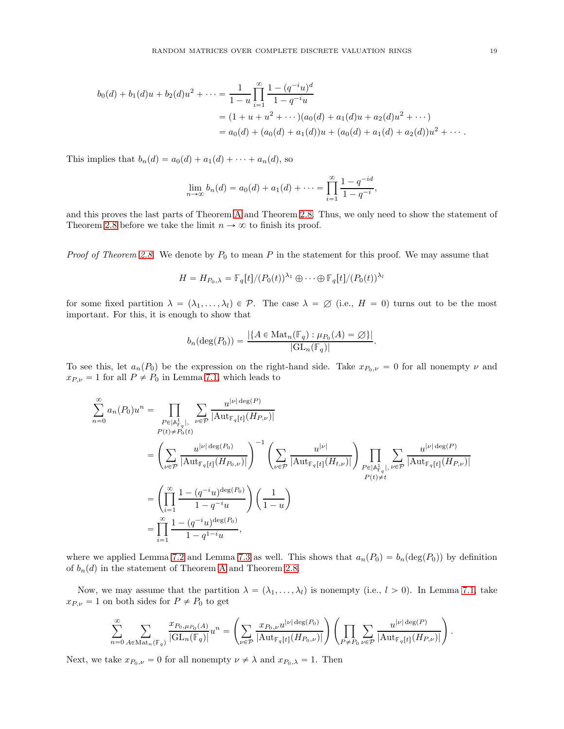$$
\begin{aligned}
b_0(d) + b_1(d)u + b_2(d)u^2 + \cdots &= \frac{1}{1-u}\prod_{i=1}^{\infty}\frac{1-(q^{-i}u)^d}{1-q^{-i}u} \\
&= (1 + u + u^2 + \cdots)(a_0(d) + a_1(d)u + a_2(d)u^2 + \cdots) \\
&= a_0(d) + (a_0(d) + a_1(d))u + (a_0(d) + a_1(d) + a_2(d))u^2 + \cdots .
\end{aligned}
$$

This implies that $b_n(d) = a_0(d) + a_1(d) + \cdots + a_n(d)$, so

$$
\lim_{n\to\infty} b_n(d) = a_0(d) + a_1(d) + \cdots = \prod_{i=1}^{\infty}\frac{1-q^{-id}}{1-q^{-i}},
$$

and this proves the last parts of Theorem A and Theorem 2.8. Thus, we only need to show the statement of Theorem 2.8 before we take the limit $n \to \infty$ to finish its proof.

*Proof of Theorem 2.8.* We denote by $P_0$ to mean $P$ in the statement for this proof. We may assume that

$$
H = H_{P_0,\lambda} = \mathbb{F}_q[t]/(P_0(t))^{\lambda_1} \oplus \cdots \oplus \mathbb{F}_q[t]/(P_0(t))^{\lambda_l}
$$

for some fixed partition $\lambda = (\lambda_1, \ldots, \lambda_l) \in \mathcal{P}$. The case $\lambda = \varnothing$ (i.e., $H = 0$) turns out to be the most important. For this, it is enough to show that

$$
b_n(\deg(P_0)) = \frac{|\{A \in \mathrm{Mat}_n(\mathbb{F}_q) : \mu_{P_0}(A) = \varnothing\}|}{|\mathrm{GL}_n(\mathbb{F}_q)|}.
$$

To see this, let $a_n(P_0)$ be the expression on the right-hand side. Take $x_{P_0,\nu} = 0$ for all nonempty $\nu$ and $x_{P,\nu} = 1$ for all $P \neq P_0$ in Lemma 7.1, which leads to

$$
\begin{aligned}
\sum_{n=0}^{\infty} a_n(P_0)u^n &= \prod_{\substack{P \in |\mathbb{A}^1_{\mathbb{F}_q}|, \\ P(t)\neq P_0(t)}} \sum_{\nu\in\mathcal{P}} \frac{u^{|\nu|\deg(P)}}{|\mathrm{Aut}_{\mathbb{F}_q[t]}(H_{P,\nu})|} \\
&= \left(\sum_{\nu\in\mathcal{P}} \frac{u^{|\nu|\deg(P_0)}}{|\mathrm{Aut}_{\mathbb{F}_q[t]}(H_{P_0,\nu})|}\right)^{-1} \left(\sum_{\nu\in\mathcal{P}} \frac{u^{|\nu|}}{|\mathrm{Aut}_{\mathbb{F}_q[t]}(H_{t,\nu})|}\right) \prod_{\substack{P \in |\mathbb{A}^1_{\mathbb{F}_q}|, \\ P(t)\neq t}} \sum_{\nu\in\mathcal{P}} \frac{u^{|\nu|\deg(P)}}{|\mathrm{Aut}_{\mathbb{F}_q[t]}(H_{P,\nu})|} \\
&= \left(\prod_{i=1}^{\infty}\frac{1-(q^{-i}u)^{\deg(P_0)}}{1-q^{-i}u}\right)\left(\frac{1}{1-u}\right) \\
&= \prod_{i=1}^{\infty}\frac{1-(q^{-i}u)^{\deg(P_0)}}{1-q^{1-i}u},
\end{aligned}
$$

where we applied Lemma 7.2 and Lemma 7.3 as well. This shows that $a_n(P_0) = b_n(\deg(P_0))$ by definition of $b_n(d)$ in the statement of Theorem A and Theorem 2.8.

Now, we may assume that the partition $\lambda = (\lambda_1, \ldots, \lambda_l)$ is nonempty (i.e., $l > 0$). In Lemma 7.1, take $x_{P,\nu} = 1$ on both sides for $P \neq P_0$ to get

$$
\sum_{n=0}^{\infty} \sum_{A\in\mathrm{Mat}_n(\mathbb{F}_q)} \frac{x_{P_0,\mu_{P_0}(A)}}{|\mathrm{GL}_n(\mathbb{F}_q)|}u^n = \left(\sum_{\nu\in\mathcal{P}} \frac{x_{P_0,\nu}u^{|\nu|\deg(P_0)}}{|\mathrm{Aut}_{\mathbb{F}_q[t]}(H_{P_0,\nu})|}\right)\left(\prod_{P\neq P_0}\sum_{\nu\in\mathcal{P}} \frac{u^{|\nu|\deg(P)}}{|\mathrm{Aut}_{\mathbb{F}_q[t]}(H_{P,\nu})|}\right).
$$

Next, we take $x_{P_0,\nu} = 0$ for all nonempty $\nu \neq \lambda$ and $x_{P_0,\lambda} = 1$. Then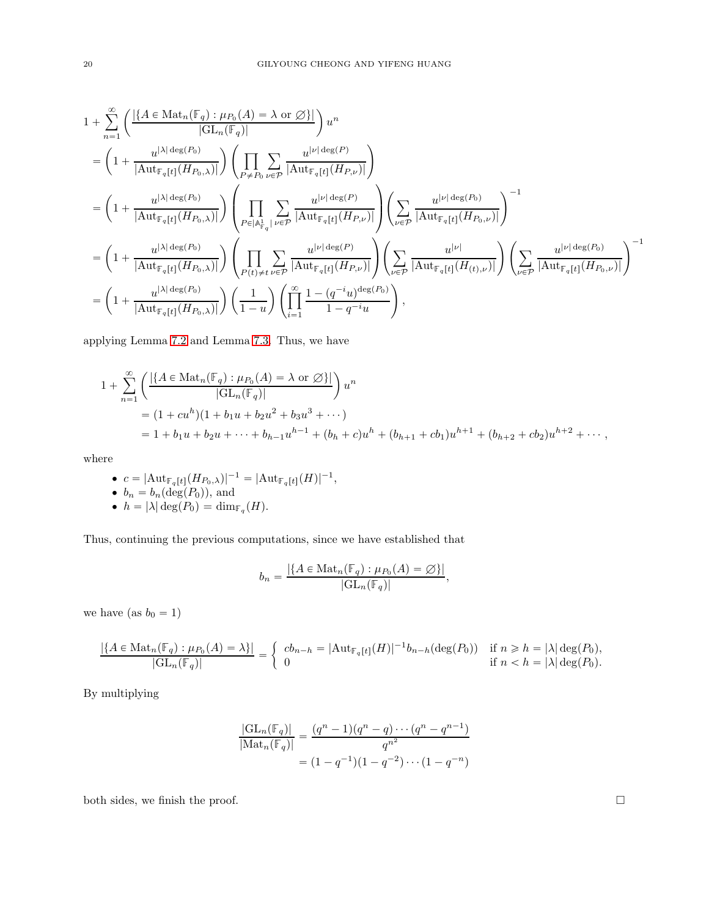$$
\begin{aligned}
&1 + \sum_{n=1}^{\infty} \left( \frac{|\{A \in \mathrm{Mat}_n(\mathbb{F}_q) : \mu_{P_0}(A) = \lambda \text{ or } \varnothing\}|}{|\mathrm{GL}_n(\mathbb{F}_q)|} \right) u^n \\
&= \left(1 + \frac{u^{|\lambda| \deg(P_0)}}{|\mathrm{Aut}_{\mathbb{F}_q[t]}(H_{P_0,\lambda})|}\right) \left( \prod_{P \neq P_0} \sum_{\nu \in \mathcal{P}} \frac{u^{|\nu| \deg(P)}}{|\mathrm{Aut}_{\mathbb{F}_q[t]}(H_{P,\nu})|} \right) \\
&= \left(1 + \frac{u^{|\lambda| \deg(P_0)}}{|\mathrm{Aut}_{\mathbb{F}_q[t]}(H_{P_0,\lambda})|}\right) \left( \prod_{P \in |\mathbb{A}^1_{\mathbb{F}_q}|} \sum_{\nu \in \mathcal{P}} \frac{u^{|\nu| \deg(P)}}{|\mathrm{Aut}_{\mathbb{F}_q[t]}(H_{P,\nu})|} \right) \left( \sum_{\nu \in \mathcal{P}} \frac{u^{|\nu| \deg(P_0)}}{|\mathrm{Aut}_{\mathbb{F}_q[t]}(H_{P_0,\nu})|} \right)^{-1} \\
&= \left(1 + \frac{u^{|\lambda| \deg(P_0)}}{|\mathrm{Aut}_{\mathbb{F}_q[t]}(H_{P_0,\lambda})|}\right) \left( \prod_{P(t) \neq t} \sum_{\nu \in \mathcal{P}} \frac{u^{|\nu| \deg(P)}}{|\mathrm{Aut}_{\mathbb{F}_q[t]}(H_{P,\nu})|} \right) \left( \sum_{\nu \in \mathcal{P}} \frac{u^{|\nu|}}{|\mathrm{Aut}_{\mathbb{F}_q[t]}(H_{(t),\nu})|} \right) \left( \sum_{\nu \in \mathcal{P}} \frac{u^{|\nu| \deg(P_0)}}{|\mathrm{Aut}_{\mathbb{F}_q[t]}(H_{P_0,\nu})|} \right)^{-1} \\
&= \left(1 + \frac{u^{|\lambda| \deg(P_0)}}{|\mathrm{Aut}_{\mathbb{F}_q[t]}(H_{P_0,\lambda})|}\right) \left( \frac{1}{1-u} \right) \left( \prod_{i=1}^{\infty} \frac{1 - (q^{-i}u)^{\deg(P_0)}}{1 - q^{-i}u} \right),
\end{aligned}
$$

applying Lemma 7.2 and Lemma 7.3. Thus, we have

$$
\begin{aligned}
&1 + \sum_{n=1}^{\infty} \left( \frac{|\{A \in \mathrm{Mat}_n(\mathbb{F}_q) : \mu_{P_0}(A) = \lambda \text{ or } \varnothing\}|}{|\mathrm{GL}_n(\mathbb{F}_q)|} \right) u^n \\
&= (1 + cu^h)(1 + b_1 u + b_2 u^2 + b_3 u^3 + \cdots) \\
&= 1 + b_1 u + b_2 u + \cdots + b_{h-1} u^{h-1} + (b_h + c) u^h + (b_{h+1} + c b_1) u^{h+1} + (b_{h+2} + c b_2) u^{h+2} + \cdots,
\end{aligned}
$$

where

- $c = |\mathrm{Aut}_{\mathbb{F}_q[t]}(H_{P_0,\lambda})|^{-1} = |\mathrm{Aut}_{\mathbb{F}_q[t]}(H)|^{-1}$,
- $b_n = b_n(\deg(P_0))$, and
- $h = |\lambda| \deg(P_0) = \dim_{\mathbb{F}_q}(H)$.

Thus, continuing the previous computations, since we have established that

$$
b_n = \frac{|\{A \in \mathrm{Mat}_n(\mathbb{F}_q) : \mu_{P_0}(A) = \varnothing\}|}{|\mathrm{GL}_n(\mathbb{F}_q)|},
$$

we have (as $b_0 = 1$)

$$
\frac{|\{A \in \mathrm{Mat}_n(\mathbb{F}_q) : \mu_{P_0}(A) = \lambda\}|}{|\mathrm{GL}_n(\mathbb{F}_q)|} = \begin{cases} c b_{n-h} = |\mathrm{Aut}_{\mathbb{F}_q[t]}(H)|^{-1} b_{n-h}(\deg(P_0)) & \text{if } n \geqslant h = |\lambda| \deg(P_0), \\ 0 & \text{if } n < h = |\lambda| \deg(P_0). \end{cases}
$$

By multiplying

$$
\begin{aligned}
\frac{|\mathrm{GL}_n(\mathbb{F}_q)|}{|\mathrm{Mat}_n(\mathbb{F}_q)|} &= \frac{(q^n - 1)(q^n - q) \cdots (q^n - q^{n-1})}{q^{n^2}} \\
&= (1 - q^{-1})(1 - q^{-2}) \cdots (1 - q^{-n})
\end{aligned}
$$

both sides, we finish the proof. $\square$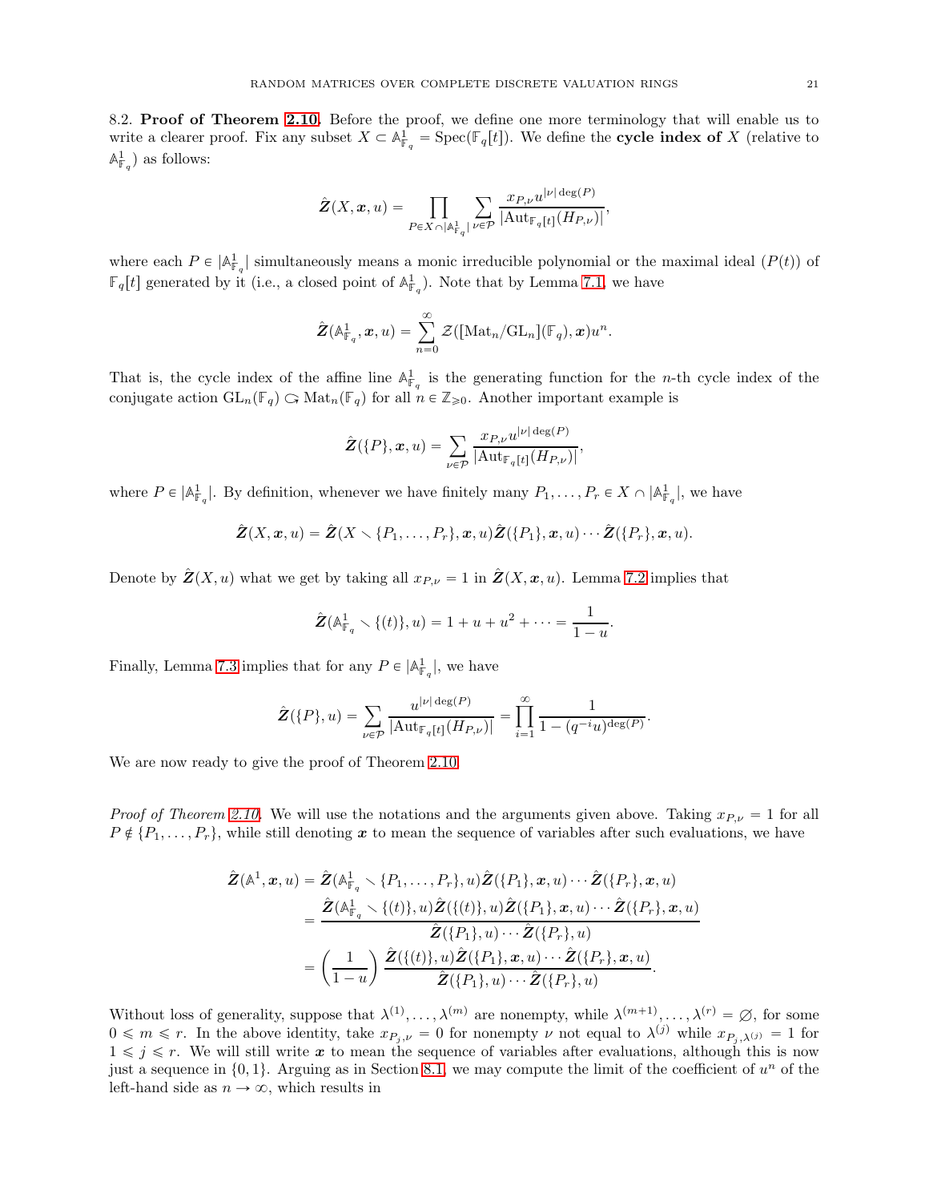8.2. **Proof of Theorem 2.10.** Before the proof, we define one more terminology that will enable us to write a clearer proof. Fix any subset $X \subset \mathbb{A}^1_{\mathbb{F}_q} = \mathrm{Spec}(\mathbb{F}_q[t])$. We define the **cycle index of** $X$ (relative to $\mathbb{A}^1_{\mathbb{F}_q}$) as follows:

$$\hat{\boldsymbol{Z}}(X, \boldsymbol{x}, u) = \prod_{P \in X \cap |\mathbb{A}^1_{\mathbb{F}_q}|} \sum_{\nu \in \mathcal{P}} \frac{x_{P,\nu} u^{|\nu| \deg(P)}}{|\mathrm{Aut}_{\mathbb{F}_q[t]}(H_{P,\nu})|},$$

where each $P \in |\mathbb{A}^1_{\mathbb{F}_q}|$ simultaneously means a monic irreducible polynomial or the maximal ideal $(P(t))$ of $\mathbb{F}_q[t]$ generated by it (i.e., a closed point of $\mathbb{A}^1_{\mathbb{F}_q}$). Note that by Lemma 7.1, we have

$$\hat{\boldsymbol{Z}}(\mathbb{A}^1_{\mathbb{F}_q}, \boldsymbol{x}, u) = \sum_{n=0}^{\infty} \mathcal{Z}([\mathrm{Mat}_n/\mathrm{GL}_n](\mathbb{F}_q), \boldsymbol{x}) u^n.$$

That is, the cycle index of the affine line $\mathbb{A}^1_{\mathbb{F}_q}$ is the generating function for the $n$-th cycle index of the conjugate action $\mathrm{GL}_n(\mathbb{F}_q) \circlearrowleft \mathrm{Mat}_n(\mathbb{F}_q)$ for all $n \in \mathbb{Z}_{\geqslant 0}$. Another important example is

$$\hat{\boldsymbol{Z}}(\{P\}, \boldsymbol{x}, u) = \sum_{\nu \in \mathcal{P}} \frac{x_{P,\nu} u^{|\nu| \deg(P)}}{|\mathrm{Aut}_{\mathbb{F}_q[t]}(H_{P,\nu})|},$$

where $P \in |\mathbb{A}^1_{\mathbb{F}_q}|$. By definition, whenever we have finitely many $P_1, \ldots, P_r \in X \cap |\mathbb{A}^1_{\mathbb{F}_q}|$, we have

$$\hat{\boldsymbol{Z}}(X, \boldsymbol{x}, u) = \hat{\boldsymbol{Z}}(X \smallsetminus \{P_1, \ldots, P_r\}, \boldsymbol{x}, u) \hat{\boldsymbol{Z}}(\{P_1\}, \boldsymbol{x}, u) \cdots \hat{\boldsymbol{Z}}(\{P_r\}, \boldsymbol{x}, u).$$

Denote by $\hat{\boldsymbol{Z}}(X, u)$ what we get by taking all $x_{P,\nu} = 1$ in $\hat{\boldsymbol{Z}}(X, \boldsymbol{x}, u)$. Lemma 7.2 implies that

$$\hat{\boldsymbol{Z}}(\mathbb{A}^1_{\mathbb{F}_q} \smallsetminus \{(t)\}, u) = 1 + u + u^2 + \cdots = \frac{1}{1-u}.$$

Finally, Lemma 7.3 implies that for any $P \in |\mathbb{A}^1_{\mathbb{F}_q}|$, we have

$$\hat{\boldsymbol{Z}}(\{P\}, u) = \sum_{\nu \in \mathcal{P}} \frac{u^{|\nu| \deg(P)}}{|\mathrm{Aut}_{\mathbb{F}_q[t]}(H_{P,\nu})|} = \prod_{i=1}^{\infty} \frac{1}{1 - (q^{-i}u)^{\deg(P)}}.$$

We are now ready to give the proof of Theorem 2.10.

*Proof of Theorem 2.10.* We will use the notations and the arguments given above. Taking $x_{P,\nu} = 1$ for all $P \notin \{P_1, \ldots, P_r\}$, while still denoting $\boldsymbol{x}$ to mean the sequence of variables after such evaluations, we have

$$\begin{aligned}
\hat{\boldsymbol{Z}}(\mathbb{A}^1, \boldsymbol{x}, u) &= \hat{\boldsymbol{Z}}(\mathbb{A}^1_{\mathbb{F}_q} \smallsetminus \{P_1, \ldots, P_r\}, u) \hat{\boldsymbol{Z}}(\{P_1\}, \boldsymbol{x}, u) \cdots \hat{\boldsymbol{Z}}(\{P_r\}, \boldsymbol{x}, u) \\
&= \frac{\hat{\boldsymbol{Z}}(\mathbb{A}^1_{\mathbb{F}_q} \smallsetminus \{(t)\}, u) \hat{\boldsymbol{Z}}(\{(t)\}, u) \hat{\boldsymbol{Z}}(\{P_1\}, \boldsymbol{x}, u) \cdots \hat{\boldsymbol{Z}}(\{P_r\}, \boldsymbol{x}, u)}{\hat{\boldsymbol{Z}}(\{P_1\}, u) \cdots \hat{\boldsymbol{Z}}(\{P_r\}, u)} \\
&= \left( \frac{1}{1-u} \right) \frac{\hat{\boldsymbol{Z}}(\{(t)\}, u) \hat{\boldsymbol{Z}}(\{P_1\}, \boldsymbol{x}, u) \cdots \hat{\boldsymbol{Z}}(\{P_r\}, \boldsymbol{x}, u)}{\hat{\boldsymbol{Z}}(\{P_1\}, u) \cdots \hat{\boldsymbol{Z}}(\{P_r\}, u)}.
\end{aligned}$$

Without loss of generality, suppose that $\lambda^{(1)}, \ldots, \lambda^{(m)}$ are nonempty, while $\lambda^{(m+1)}, \ldots, \lambda^{(r)} = \varnothing$, for some $0 \leqslant m \leqslant r$. In the above identity, take $x_{P_j,\nu} = 0$ for nonempty $\nu$ not equal to $\lambda^{(j)}$ while $x_{P_j,\lambda^{(j)}} = 1$ for $1 \leqslant j \leqslant r$. We will still write $\boldsymbol{x}$ to mean the sequence of variables after evaluations, although this is now just a sequence in $\{0, 1\}$. Arguing as in Section 8.1, we may compute the limit of the coefficient of $u^n$ of the left-hand side as $n \to \infty$, which results in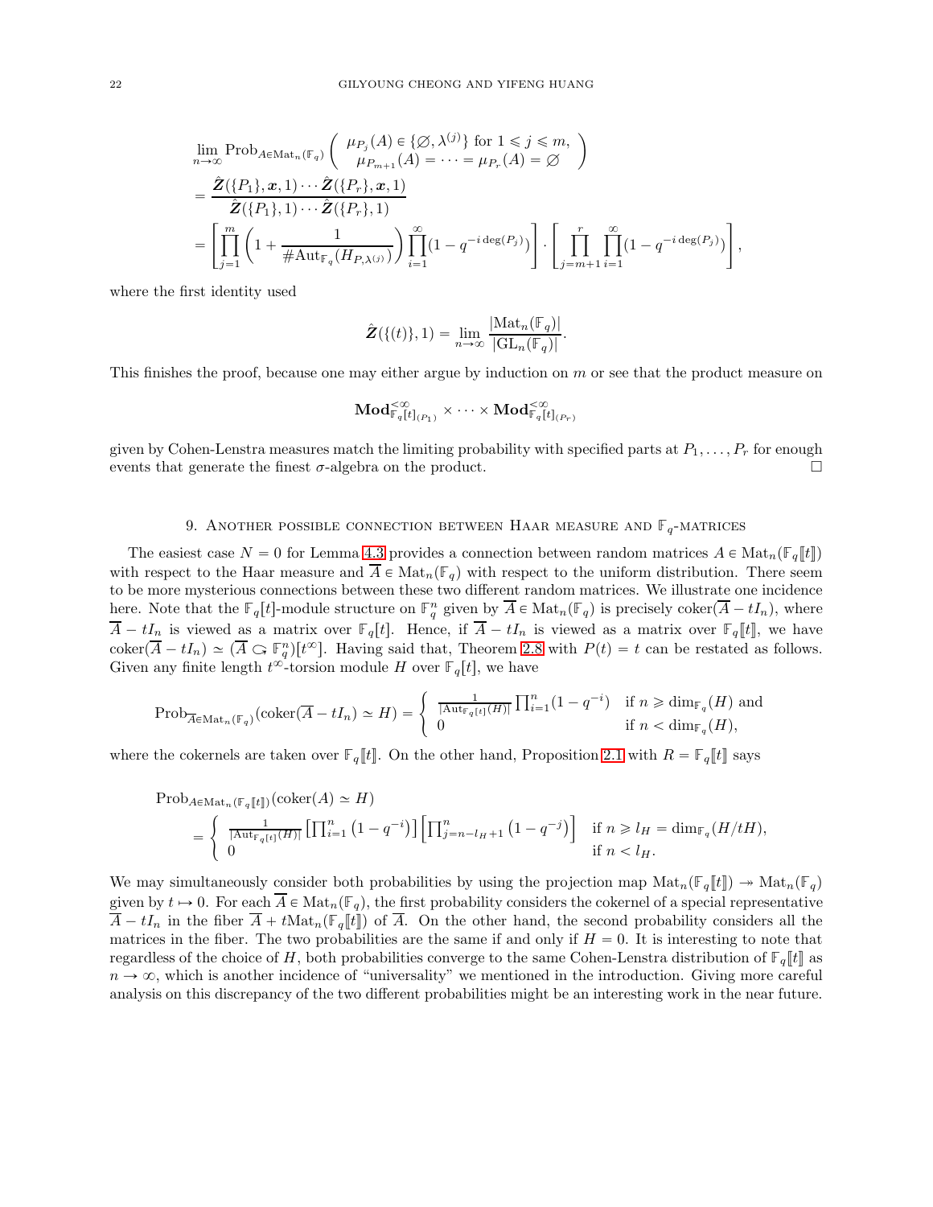$$
\begin{aligned}
&\lim_{n\to\infty} \mathrm{Prob}_{A\in \mathrm{Mat}_n(\mathbb{F}_q)} \left( \begin{array}{c} \mu_{P_j}(A) \in \{\varnothing, \lambda^{(j)}\} \text{ for } 1 \leqslant j \leqslant m, \\ \mu_{P_{m+1}}(A) = \cdots = \mu_{P_r}(A) = \varnothing \end{array} \right) \\
&= \frac{\hat{\boldsymbol{Z}}(\{P_1\}, \boldsymbol{x}, 1) \cdots \hat{\boldsymbol{Z}}(\{P_r\}, \boldsymbol{x}, 1)}{\hat{\boldsymbol{Z}}(\{P_1\}, 1) \cdots \hat{\boldsymbol{Z}}(\{P_r\}, 1)} \\
&= \left[ \prod_{j=1}^{m} \left( 1 + \frac{1}{\#\mathrm{Aut}_{\mathbb{F}_q}(H_{P,\lambda^{(j)}})} \right) \prod_{i=1}^{\infty} (1 - q^{-i \deg(P_j)}) \right] \cdot \left[ \prod_{j=m+1}^{r} \prod_{i=1}^{\infty} (1 - q^{-i \deg(P_j)}) \right],
\end{aligned}
$$

where the first identity used

$$
\hat{\boldsymbol{Z}}(\{(t)\}, 1) = \lim_{n\to\infty} \frac{|\mathrm{Mat}_n(\mathbb{F}_q)|}{|\mathrm{GL}_n(\mathbb{F}_q)|}.
$$

This finishes the proof, because one may either argue by induction on $m$ or see that the product measure on

$$
\mathbf{Mod}^{<\infty}_{\mathbb{F}_q[t]_{(P_1)}} \times \cdots \times \mathbf{Mod}^{<\infty}_{\mathbb{F}_q[t]_{(P_r)}}
$$

given by Cohen-Lenstra measures match the limiting probability with specified parts at $P_1, \ldots, P_r$ for enough events that generate the finest $\sigma$-algebra on the product. $\square$

## 9. Another possible connection between Haar measure and $\mathbb{F}_q$-matrices

The easiest case $N = 0$ for Lemma 4.3 provides a connection between random matrices $A \in \mathrm{Mat}_n(\mathbb{F}_q[\![t]\!])$ with respect to the Haar measure and $\overline{A} \in \mathrm{Mat}_n(\mathbb{F}_q)$ with respect to the uniform distribution. There seem to be more mysterious connections between these two different random matrices. We illustrate one incidence here. Note that the $\mathbb{F}_q[t]$-module structure on $\mathbb{F}_q^n$ given by $\overline{A} \in \mathrm{Mat}_n(\mathbb{F}_q)$ is precisely $\mathrm{coker}(\overline{A} - tI_n)$, where $\overline{A} - tI_n$ is viewed as a matrix over $\mathbb{F}_q[t]$. Hence, if $\overline{A} - tI_n$ is viewed as a matrix over $\mathbb{F}_q[\![t]\!]$, we have $\mathrm{coker}(\overline{A} - tI_n) \simeq (\overline{A} \circlearrowleft \mathbb{F}_q^n)[t^\infty]$. Having said that, Theorem 2.8 with $P(t) = t$ can be restated as follows. Given any finite length $t^\infty$-torsion module $H$ over $\mathbb{F}_q[t]$, we have

$$
\mathrm{Prob}_{\overline{A}\in \mathrm{Mat}_n(\mathbb{F}_q)}(\mathrm{coker}(\overline{A} - tI_n) \simeq H) = \begin{cases} \frac{1}{|\mathrm{Aut}_{\mathbb{F}_q[t]}(H)|} \prod_{i=1}^{n} (1 - q^{-i}) & \text{if } n \geqslant \dim_{\mathbb{F}_q}(H) \text{ and} \\ 0 & \text{if } n < \dim_{\mathbb{F}_q}(H), \end{cases}
$$

where the cokernels are taken over $\mathbb{F}_q[\![t]\!]$. On the other hand, Proposition 2.1 with $R = \mathbb{F}_q[\![t]\!]$ says

$$
\begin{aligned}
&\mathrm{Prob}_{A\in \mathrm{Mat}_n(\mathbb{F}_q[\![t]\!])}(\mathrm{coker}(A) \simeq H) \\
&= \begin{cases} \frac{1}{|\mathrm{Aut}_{\mathbb{F}_q[t]}(H)|} \left[ \prod_{i=1}^{n} \left(1 - q^{-i}\right) \right] \left[ \prod_{j=n-l_H+1}^{n} \left(1 - q^{-j}\right) \right] & \text{if } n \geqslant l_H = \dim_{\mathbb{F}_q}(H/tH), \\ 0 & \text{if } n < l_H. \end{cases}
\end{aligned}
$$

We may simultaneously consider both probabilities by using the projection map $\mathrm{Mat}_n(\mathbb{F}_q[\![t]\!]) \twoheadrightarrow \mathrm{Mat}_n(\mathbb{F}_q)$ given by $t \mapsto 0$. For each $\overline{A} \in \mathrm{Mat}_n(\mathbb{F}_q)$, the first probability considers the cokernel of a special representative $\overline{A} - tI_n$ in the fiber $\overline{A} + t\mathrm{Mat}_n(\mathbb{F}_q[\![t]\!])$ of $\overline{A}$. On the other hand, the second probability considers all the matrices in the fiber. The two probabilities are the same if and only if $H = 0$. It is interesting to note that regardless of the choice of $H$, both probabilities converge to the same Cohen-Lenstra distribution of $\mathbb{F}_q[\![t]\!]$ as $n \to \infty$, which is another incidence of "universality" we mentioned in the introduction. Giving more careful analysis on this discrepancy of the two different probabilities might be an interesting work in the near future.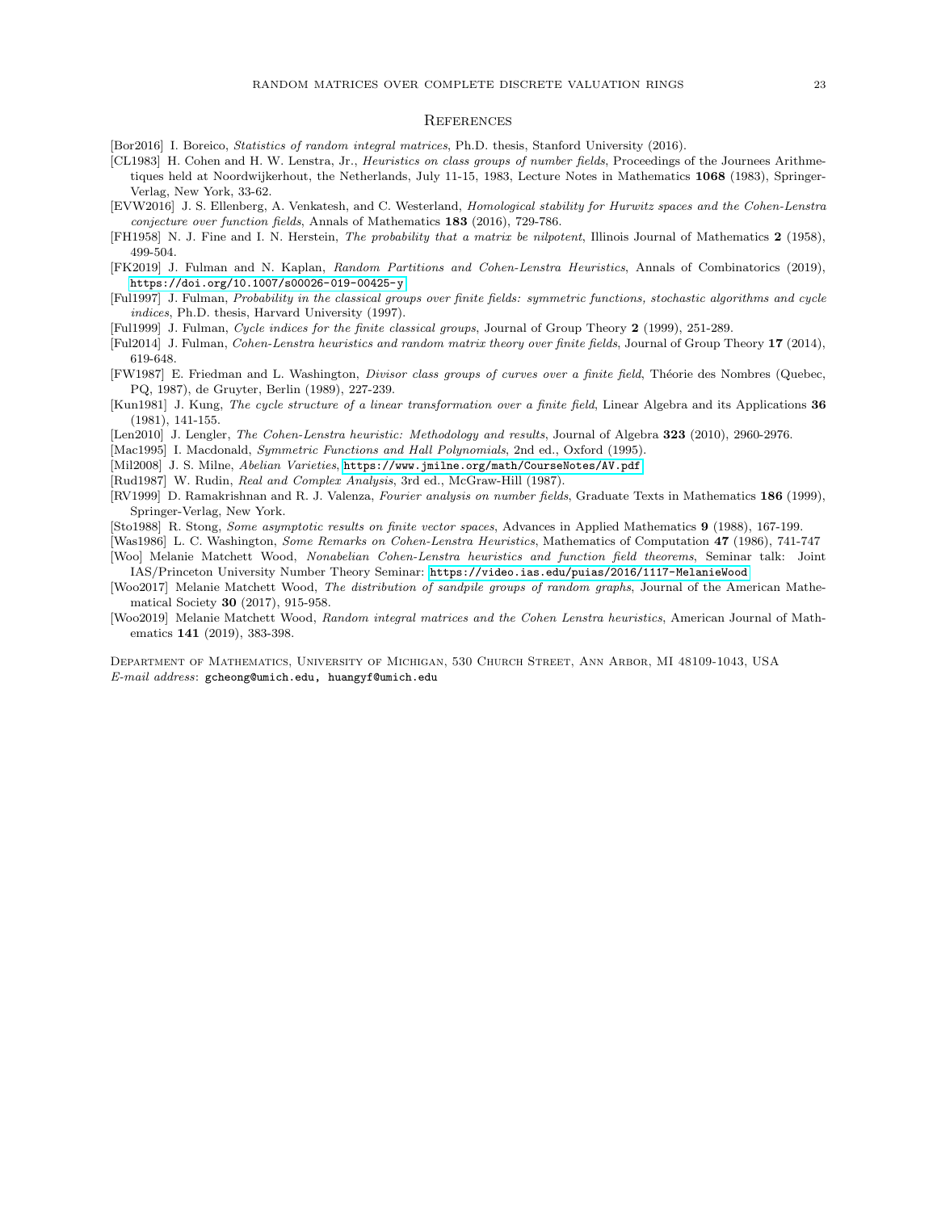## References

[Bor2016] I. Boreico, *Statistics of random integral matrices*, Ph.D. thesis, Stanford University (2016).

[CL1983] H. Cohen and H. W. Lenstra, Jr., *Heuristics on class groups of number fields*, Proceedings of the Journees Arithmetiques held at Noordwijkerhout, the Netherlands, July 11-15, 1983, Lecture Notes in Mathematics **1068** (1983), Springer-Verlag, New York, 33-62.

[EVW2016] J. S. Ellenberg, A. Venkatesh, and C. Westerland, *Homological stability for Hurwitz spaces and the Cohen-Lenstra conjecture over function fields*, Annals of Mathematics **183** (2016), 729-786.

[FH1958] N. J. Fine and I. N. Herstein, *The probability that a matrix be nilpotent*, Illinois Journal of Mathematics **2** (1958), 499-504.

[FK2019] J. Fulman and N. Kaplan, *Random Partitions and Cohen-Lenstra Heuristics*, Annals of Combinatorics (2019), https://doi.org/10.1007/s00026-019-00425-y

[Ful1997] J. Fulman, *Probability in the classical groups over finite fields: symmetric functions, stochastic algorithms and cycle indices*, Ph.D. thesis, Harvard University (1997).

[Ful1999] J. Fulman, *Cycle indices for the finite classical groups*, Journal of Group Theory **2** (1999), 251-289.

[Ful2014] J. Fulman, *Cohen-Lenstra heuristics and random matrix theory over finite fields*, Journal of Group Theory **17** (2014), 619-648.

[FW1987] E. Friedman and L. Washington, *Divisor class groups of curves over a finite field*, Théorie des Nombres (Quebec, PQ, 1987), de Gruyter, Berlin (1989), 227-239.

[Kun1981] J. Kung, *The cycle structure of a linear transformation over a finite field*, Linear Algebra and its Applications **36** (1981), 141-155.

[Len2010] J. Lengler, *The Cohen-Lenstra heuristic: Methodology and results*, Journal of Algebra **323** (2010), 2960-2976.

[Mac1995] I. Macdonald, *Symmetric Functions and Hall Polynomials*, 2nd ed., Oxford (1995).

[Mil2008] J. S. Milne, *Abelian Varieties*, https://www.jmilne.org/math/CourseNotes/AV.pdf

[Rud1987] W. Rudin, *Real and Complex Analysis*, 3rd ed., McGraw-Hill (1987).

[RV1999] D. Ramakrishnan and R. J. Valenza, *Fourier analysis on number fields*, Graduate Texts in Mathematics **186** (1999), Springer-Verlag, New York.

[Sto1988] R. Stong, *Some asymptotic results on finite vector spaces*, Advances in Applied Mathematics **9** (1988), 167-199.

[Was1986] L. C. Washington, *Some Remarks on Cohen-Lenstra Heuristics*, Mathematics of Computation **47** (1986), 741-747

[Woo] Melanie Matchett Wood, *Nonabelian Cohen-Lenstra heuristics and function field theorems*, Seminar talk: Joint IAS/Princeton University Number Theory Seminar: https://video.ias.edu/puias/2016/1117-MelanieWood

[Woo2017] Melanie Matchett Wood, *The distribution of sandpile groups of random graphs*, Journal of the American Mathematical Society **30** (2017), 915-958.

[Woo2019] Melanie Matchett Wood, *Random integral matrices and the Cohen Lenstra heuristics*, American Journal of Mathematics **141** (2019), 383-398.

Department of Mathematics, University of Michigan, 530 Church Street, Ann Arbor, MI 48109-1043, USA
*E-mail address*: gcheong@umich.edu, huangyf@umich.edu